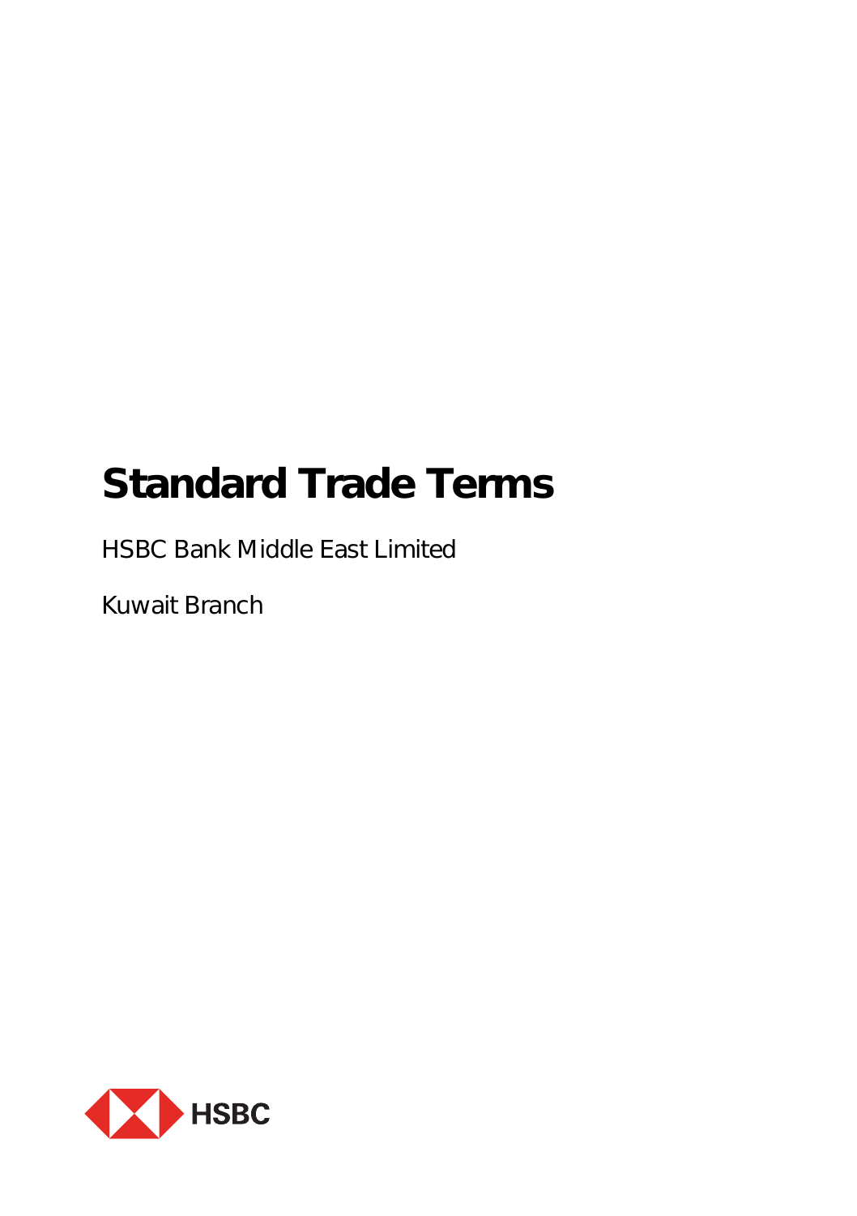# Standard Trade Terms

HSBC Bank Middle East Limited

Kuwait Branch

HSBC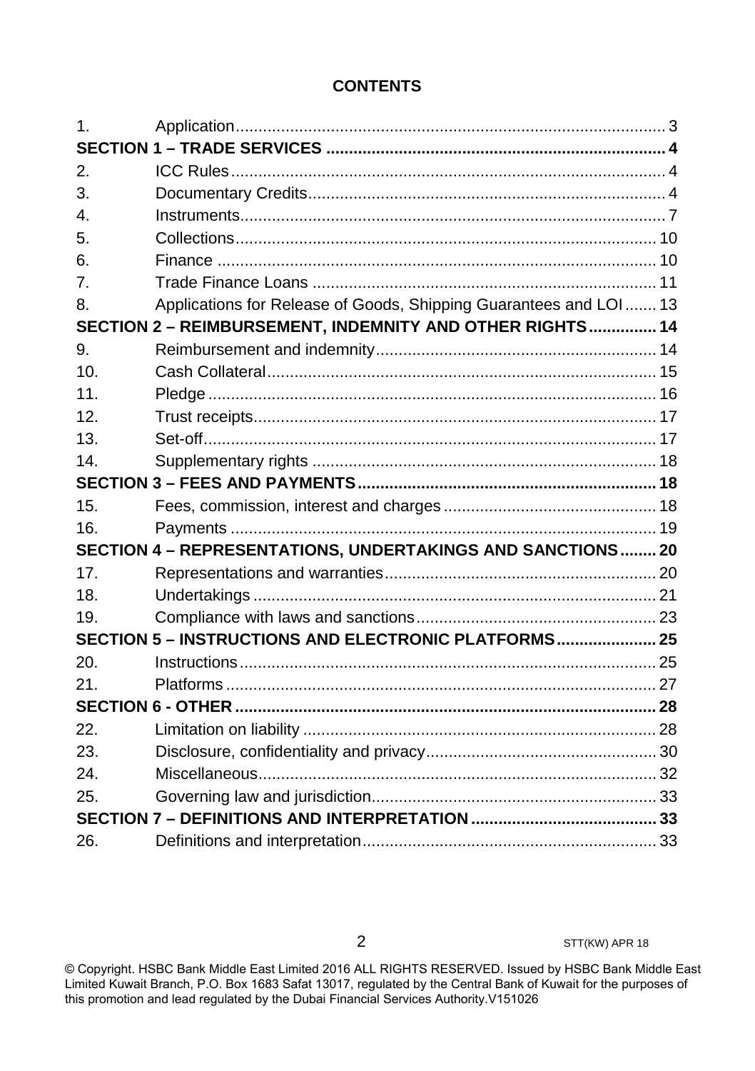# CONTENTS

| | | |
|---|---|---|
| 1. | Application | 3 |
| **SECTION 1 – TRADE SERVICES** | | **4** |
| 2. | ICC Rules | 4 |
| 3. | Documentary Credits | 4 |
| 4. | Instruments | 7 |
| 5. | Collections | 10 |
| 6. | Finance | 10 |
| 7. | Trade Finance Loans | 11 |
| 8. | Applications for Release of Goods, Shipping Guarantees and LOI | 13 |
| **SECTION 2 – REIMBURSEMENT, INDEMNITY AND OTHER RIGHTS** | | **14** |
| 9. | Reimbursement and indemnity | 14 |
| 10. | Cash Collateral | 15 |
| 11. | Pledge | 16 |
| 12. | Trust receipts | 17 |
| 13. | Set-off | 17 |
| 14. | Supplementary rights | 18 |
| **SECTION 3 – FEES AND PAYMENTS** | | **18** |
| 15. | Fees, commission, interest and charges | 18 |
| 16. | Payments | 19 |
| **SECTION 4 – REPRESENTATIONS, UNDERTAKINGS AND SANCTIONS** | | **20** |
| 17. | Representations and warranties | 20 |
| 18. | Undertakings | 21 |
| 19. | Compliance with laws and sanctions | 23 |
| **SECTION 5 – INSTRUCTIONS AND ELECTRONIC PLATFORMS** | | **25** |
| 20. | Instructions | 25 |
| 21. | Platforms | 27 |
| **SECTION 6 - OTHER** | | **28** |
| 22. | Limitation on liability | 28 |
| 23. | Disclosure, confidentiality and privacy | 30 |
| 24. | Miscellaneous | 32 |
| 25. | Governing law and jurisdiction | 33 |
| **SECTION 7 – DEFINITIONS AND INTERPRETATION** | | **33** |
| 26. | Definitions and interpretation | 33 |

STT(KW) APR 18

© Copyright. HSBC Bank Middle East Limited 2016 ALL RIGHTS RESERVED. Issued by HSBC Bank Middle East Limited Kuwait Branch, P.O. Box 1683 Safat 13017, regulated by the Central Bank of Kuwait for the purposes of this promotion and lead regulated by the Dubai Financial Services Authority.V151026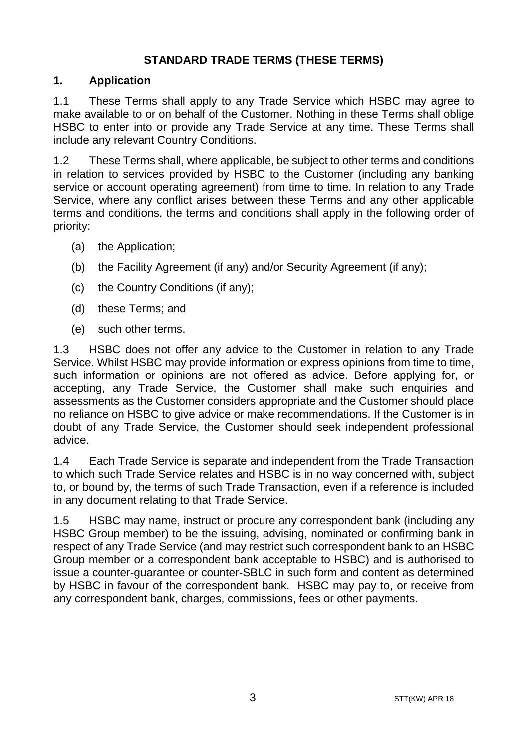# STANDARD TRADE TERMS (THESE TERMS)

## 1. Application

1.1 These Terms shall apply to any Trade Service which HSBC may agree to make available to or on behalf of the Customer. Nothing in these Terms shall oblige HSBC to enter into or provide any Trade Service at any time. These Terms shall include any relevant Country Conditions.

1.2 These Terms shall, where applicable, be subject to other terms and conditions in relation to services provided by HSBC to the Customer (including any banking service or account operating agreement) from time to time. In relation to any Trade Service, where any conflict arises between these Terms and any other applicable terms and conditions, the terms and conditions shall apply in the following order of priority:

(a) the Application;

(b) the Facility Agreement (if any) and/or Security Agreement (if any);

(c) the Country Conditions (if any);

(d) these Terms; and

(e) such other terms.

1.3 HSBC does not offer any advice to the Customer in relation to any Trade Service. Whilst HSBC may provide information or express opinions from time to time, such information or opinions are not offered as advice. Before applying for, or accepting, any Trade Service, the Customer shall make such enquiries and assessments as the Customer considers appropriate and the Customer should place no reliance on HSBC to give advice or make recommendations. If the Customer is in doubt of any Trade Service, the Customer should seek independent professional advice.

1.4 Each Trade Service is separate and independent from the Trade Transaction to which such Trade Service relates and HSBC is in no way concerned with, subject to, or bound by, the terms of such Trade Transaction, even if a reference is included in any document relating to that Trade Service.

1.5 HSBC may name, instruct or procure any correspondent bank (including any HSBC Group member) to be the issuing, advising, nominated or confirming bank in respect of any Trade Service (and may restrict such correspondent bank to an HSBC Group member or a correspondent bank acceptable to HSBC) and is authorised to issue a counter-guarantee or counter-SBLC in such form and content as determined by HSBC in favour of the correspondent bank. HSBC may pay to, or receive from any correspondent bank, charges, commissions, fees or other payments.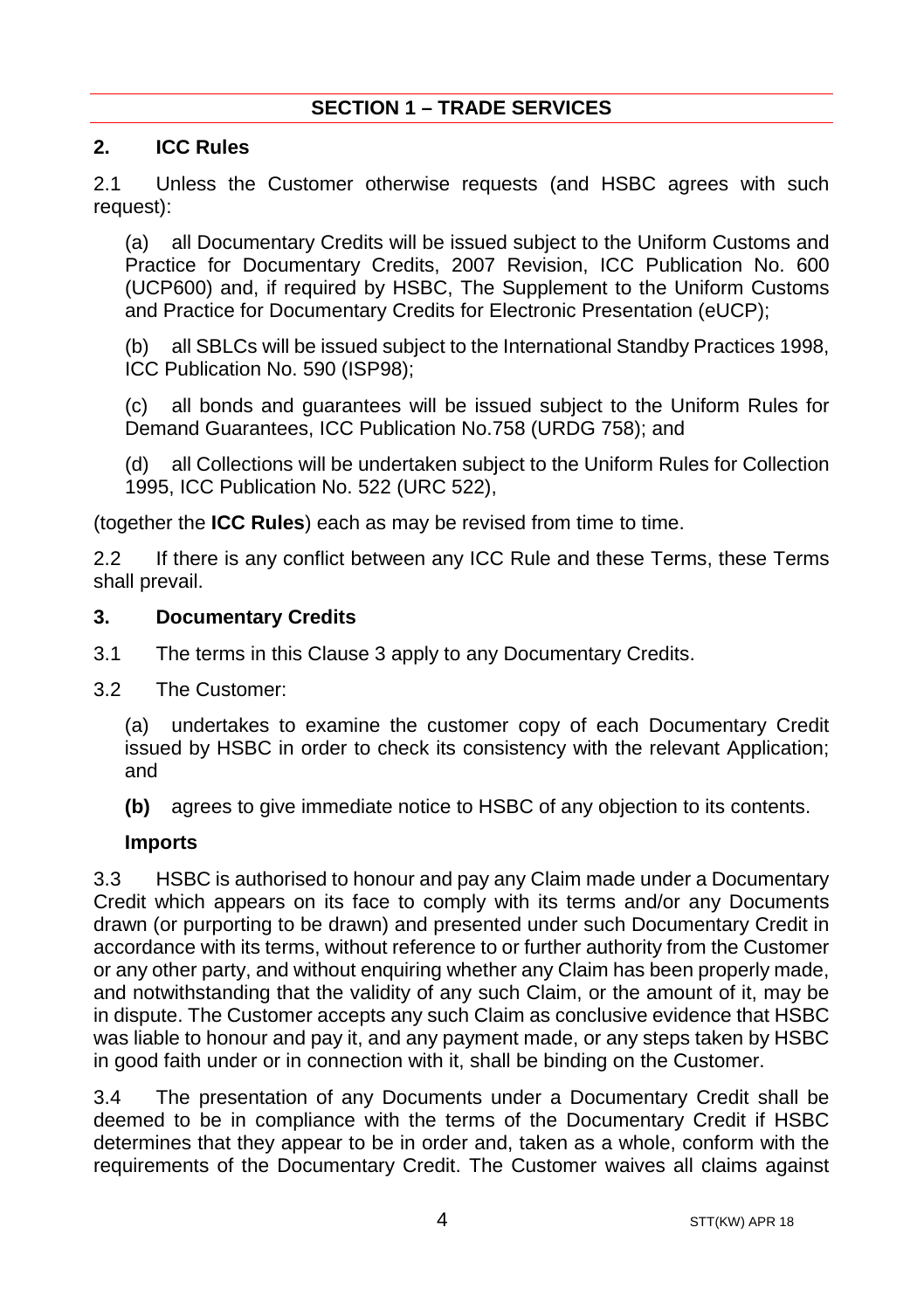## SECTION 1 – TRADE SERVICES

### 2. ICC Rules

2.1 Unless the Customer otherwise requests (and HSBC agrees with such request):

(a) all Documentary Credits will be issued subject to the Uniform Customs and Practice for Documentary Credits, 2007 Revision, ICC Publication No. 600 (UCP600) and, if required by HSBC, The Supplement to the Uniform Customs and Practice for Documentary Credits for Electronic Presentation (eUCP);

(b) all SBLCs will be issued subject to the International Standby Practices 1998, ICC Publication No. 590 (ISP98);

(c) all bonds and guarantees will be issued subject to the Uniform Rules for Demand Guarantees, ICC Publication No.758 (URDG 758); and

(d) all Collections will be undertaken subject to the Uniform Rules for Collection 1995, ICC Publication No. 522 (URC 522),

(together the **ICC Rules**) each as may be revised from time to time.

2.2 If there is any conflict between any ICC Rule and these Terms, these Terms shall prevail.

### 3. Documentary Credits

3.1 The terms in this Clause 3 apply to any Documentary Credits.

3.2 The Customer:

(a) undertakes to examine the customer copy of each Documentary Credit issued by HSBC in order to check its consistency with the relevant Application; and

**(b)** agrees to give immediate notice to HSBC of any objection to its contents.

**Imports**

3.3 HSBC is authorised to honour and pay any Claim made under a Documentary Credit which appears on its face to comply with its terms and/or any Documents drawn (or purporting to be drawn) and presented under such Documentary Credit in accordance with its terms, without reference to or further authority from the Customer or any other party, and without enquiring whether any Claim has been properly made, and notwithstanding that the validity of any such Claim, or the amount of it, may be in dispute. The Customer accepts any such Claim as conclusive evidence that HSBC was liable to honour and pay it, and any payment made, or any steps taken by HSBC in good faith under or in connection with it, shall be binding on the Customer.

3.4 The presentation of any Documents under a Documentary Credit shall be deemed to be in compliance with the terms of the Documentary Credit if HSBC determines that they appear to be in order and, taken as a whole, conform with the requirements of the Documentary Credit. The Customer waives all claims against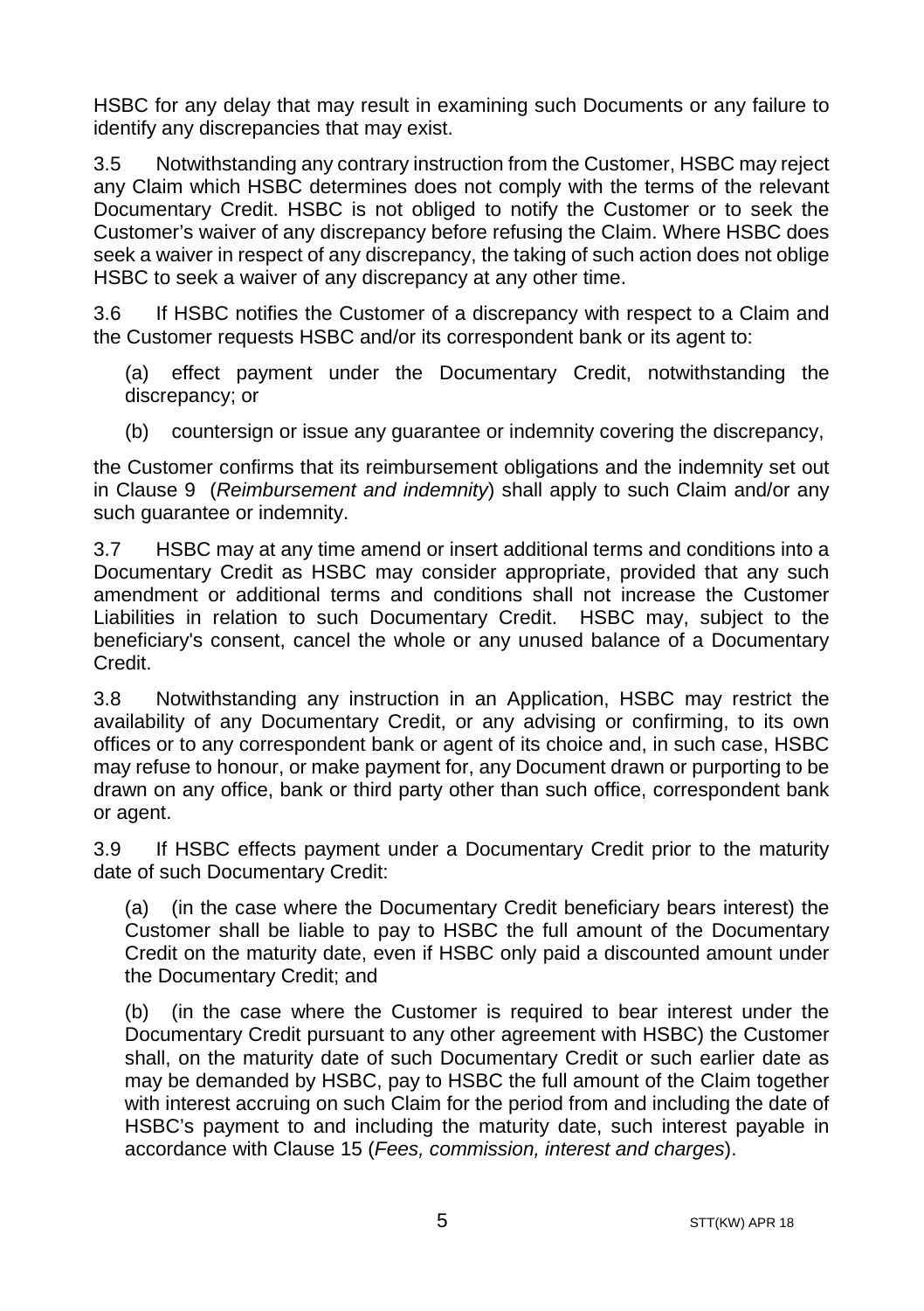HSBC for any delay that may result in examining such Documents or any failure to identify any discrepancies that may exist.

3.5 Notwithstanding any contrary instruction from the Customer, HSBC may reject any Claim which HSBC determines does not comply with the terms of the relevant Documentary Credit. HSBC is not obliged to notify the Customer or to seek the Customer's waiver of any discrepancy before refusing the Claim. Where HSBC does seek a waiver in respect of any discrepancy, the taking of such action does not oblige HSBC to seek a waiver of any discrepancy at any other time.

3.6 If HSBC notifies the Customer of a discrepancy with respect to a Claim and the Customer requests HSBC and/or its correspondent bank or its agent to:

(a) effect payment under the Documentary Credit, notwithstanding the discrepancy; or

(b) countersign or issue any guarantee or indemnity covering the discrepancy,

the Customer confirms that its reimbursement obligations and the indemnity set out in Clause 9 (*Reimbursement and indemnity*) shall apply to such Claim and/or any such guarantee or indemnity.

3.7 HSBC may at any time amend or insert additional terms and conditions into a Documentary Credit as HSBC may consider appropriate, provided that any such amendment or additional terms and conditions shall not increase the Customer Liabilities in relation to such Documentary Credit. HSBC may, subject to the beneficiary's consent, cancel the whole or any unused balance of a Documentary Credit.

3.8 Notwithstanding any instruction in an Application, HSBC may restrict the availability of any Documentary Credit, or any advising or confirming, to its own offices or to any correspondent bank or agent of its choice and, in such case, HSBC may refuse to honour, or make payment for, any Document drawn or purporting to be drawn on any office, bank or third party other than such office, correspondent bank or agent.

3.9 If HSBC effects payment under a Documentary Credit prior to the maturity date of such Documentary Credit:

(a) (in the case where the Documentary Credit beneficiary bears interest) the Customer shall be liable to pay to HSBC the full amount of the Documentary Credit on the maturity date, even if HSBC only paid a discounted amount under the Documentary Credit; and

(b) (in the case where the Customer is required to bear interest under the Documentary Credit pursuant to any other agreement with HSBC) the Customer shall, on the maturity date of such Documentary Credit or such earlier date as may be demanded by HSBC, pay to HSBC the full amount of the Claim together with interest accruing on such Claim for the period from and including the date of HSBC's payment to and including the maturity date, such interest payable in accordance with Clause 15 (*Fees, commission, interest and charges*).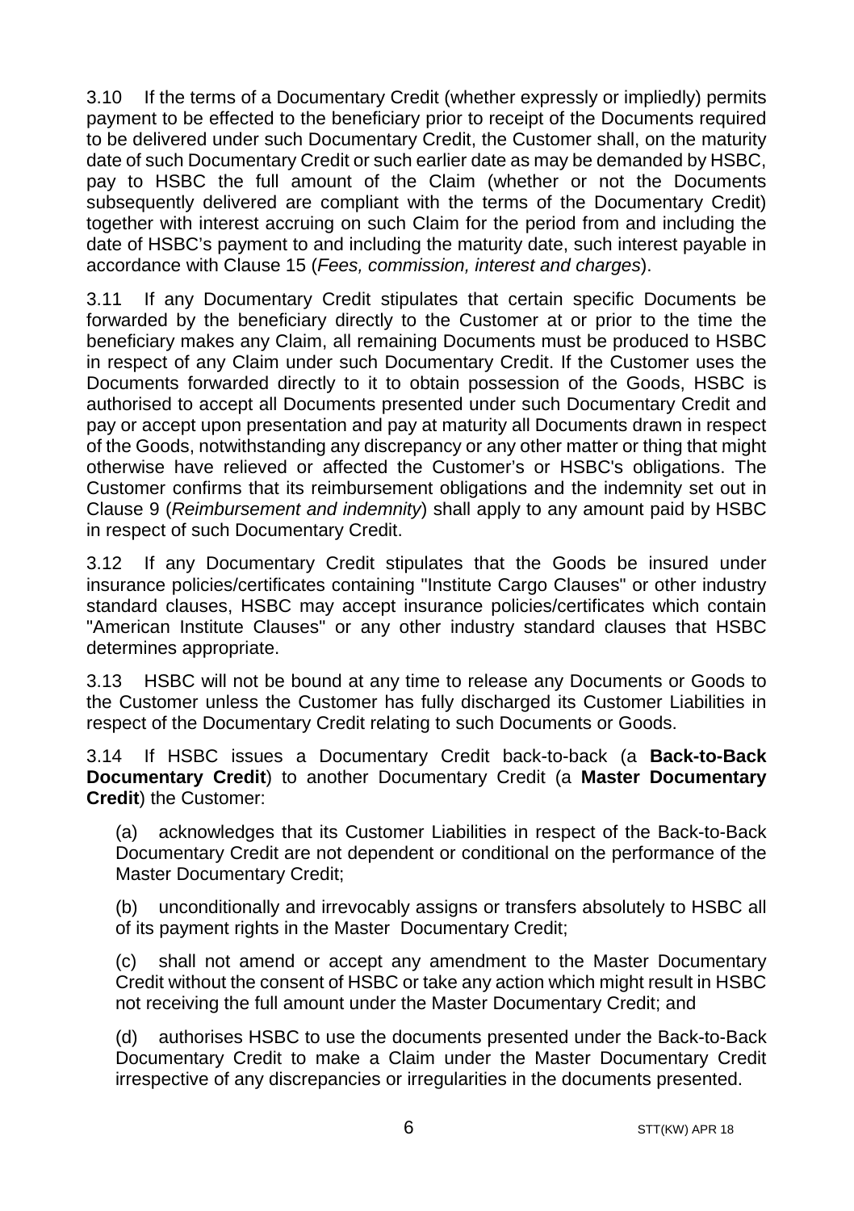3.10 If the terms of a Documentary Credit (whether expressly or impliedly) permits payment to be effected to the beneficiary prior to receipt of the Documents required to be delivered under such Documentary Credit, the Customer shall, on the maturity date of such Documentary Credit or such earlier date as may be demanded by HSBC, pay to HSBC the full amount of the Claim (whether or not the Documents subsequently delivered are compliant with the terms of the Documentary Credit) together with interest accruing on such Claim for the period from and including the date of HSBC's payment to and including the maturity date, such interest payable in accordance with Clause 15 (*Fees, commission, interest and charges*).

3.11 If any Documentary Credit stipulates that certain specific Documents be forwarded by the beneficiary directly to the Customer at or prior to the time the beneficiary makes any Claim, all remaining Documents must be produced to HSBC in respect of any Claim under such Documentary Credit. If the Customer uses the Documents forwarded directly to it to obtain possession of the Goods, HSBC is authorised to accept all Documents presented under such Documentary Credit and pay or accept upon presentation and pay at maturity all Documents drawn in respect of the Goods, notwithstanding any discrepancy or any other matter or thing that might otherwise have relieved or affected the Customer's or HSBC's obligations. The Customer confirms that its reimbursement obligations and the indemnity set out in Clause 9 (*Reimbursement and indemnity*) shall apply to any amount paid by HSBC in respect of such Documentary Credit.

3.12 If any Documentary Credit stipulates that the Goods be insured under insurance policies/certificates containing "Institute Cargo Clauses" or other industry standard clauses, HSBC may accept insurance policies/certificates which contain "American Institute Clauses" or any other industry standard clauses that HSBC determines appropriate.

3.13 HSBC will not be bound at any time to release any Documents or Goods to the Customer unless the Customer has fully discharged its Customer Liabilities in respect of the Documentary Credit relating to such Documents or Goods.

3.14 If HSBC issues a Documentary Credit back-to-back (a **Back-to-Back Documentary Credit**) to another Documentary Credit (a **Master Documentary Credit**) the Customer:

(a) acknowledges that its Customer Liabilities in respect of the Back-to-Back Documentary Credit are not dependent or conditional on the performance of the Master Documentary Credit;

(b) unconditionally and irrevocably assigns or transfers absolutely to HSBC all of its payment rights in the Master Documentary Credit;

(c) shall not amend or accept any amendment to the Master Documentary Credit without the consent of HSBC or take any action which might result in HSBC not receiving the full amount under the Master Documentary Credit; and

(d) authorises HSBC to use the documents presented under the Back-to-Back Documentary Credit to make a Claim under the Master Documentary Credit irrespective of any discrepancies or irregularities in the documents presented.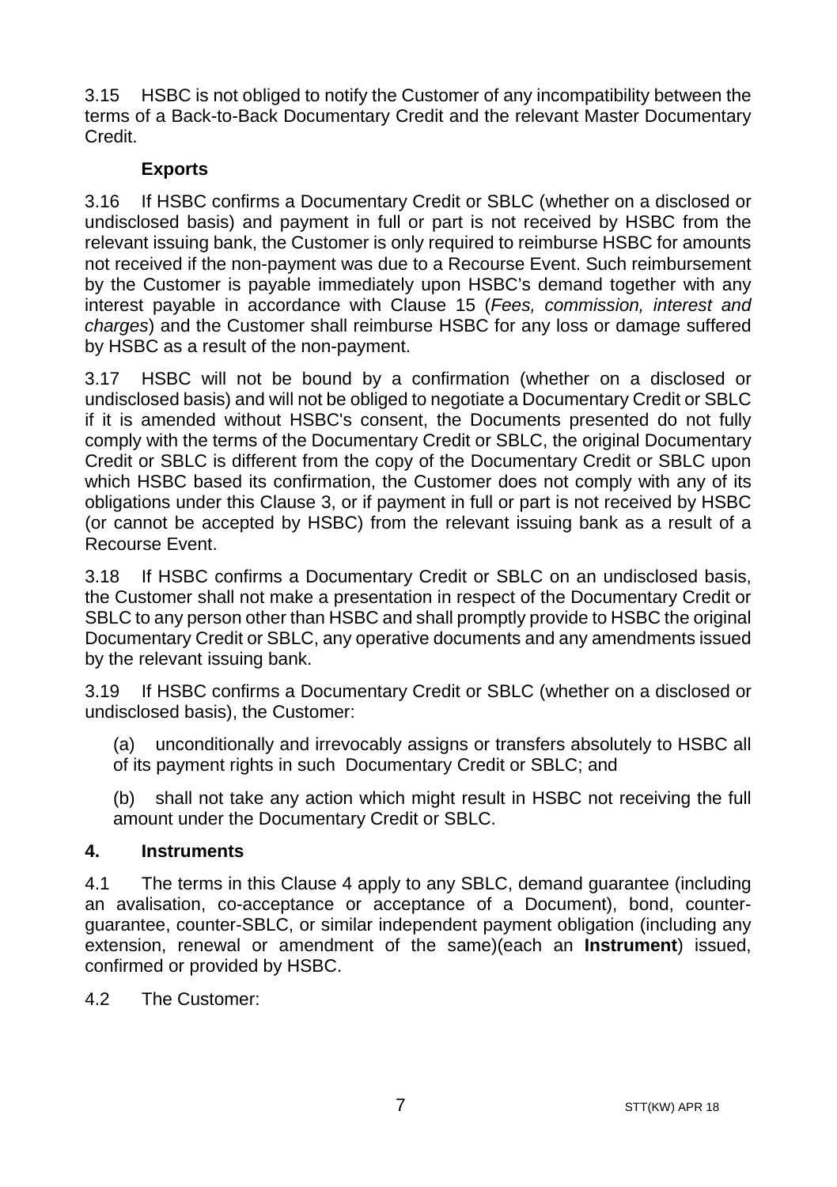3.15 HSBC is not obliged to notify the Customer of any incompatibility between the terms of a Back-to-Back Documentary Credit and the relevant Master Documentary Credit.

**Exports**

3.16 If HSBC confirms a Documentary Credit or SBLC (whether on a disclosed or undisclosed basis) and payment in full or part is not received by HSBC from the relevant issuing bank, the Customer is only required to reimburse HSBC for amounts not received if the non-payment was due to a Recourse Event. Such reimbursement by the Customer is payable immediately upon HSBC's demand together with any interest payable in accordance with Clause 15 (*Fees, commission, interest and charges*) and the Customer shall reimburse HSBC for any loss or damage suffered by HSBC as a result of the non-payment.

3.17 HSBC will not be bound by a confirmation (whether on a disclosed or undisclosed basis) and will not be obliged to negotiate a Documentary Credit or SBLC if it is amended without HSBC's consent, the Documents presented do not fully comply with the terms of the Documentary Credit or SBLC, the original Documentary Credit or SBLC is different from the copy of the Documentary Credit or SBLC upon which HSBC based its confirmation, the Customer does not comply with any of its obligations under this Clause 3, or if payment in full or part is not received by HSBC (or cannot be accepted by HSBC) from the relevant issuing bank as a result of a Recourse Event.

3.18 If HSBC confirms a Documentary Credit or SBLC on an undisclosed basis, the Customer shall not make a presentation in respect of the Documentary Credit or SBLC to any person other than HSBC and shall promptly provide to HSBC the original Documentary Credit or SBLC, any operative documents and any amendments issued by the relevant issuing bank.

3.19 If HSBC confirms a Documentary Credit or SBLC (whether on a disclosed or undisclosed basis), the Customer:

(a) unconditionally and irrevocably assigns or transfers absolutely to HSBC all of its payment rights in such Documentary Credit or SBLC; and

(b) shall not take any action which might result in HSBC not receiving the full amount under the Documentary Credit or SBLC.

## 4. Instruments

4.1 The terms in this Clause 4 apply to any SBLC, demand guarantee (including an avalisation, co-acceptance or acceptance of a Document), bond, counter-guarantee, counter-SBLC, or similar independent payment obligation (including any extension, renewal or amendment of the same)(each an **Instrument**) issued, confirmed or provided by HSBC.

4.2 The Customer: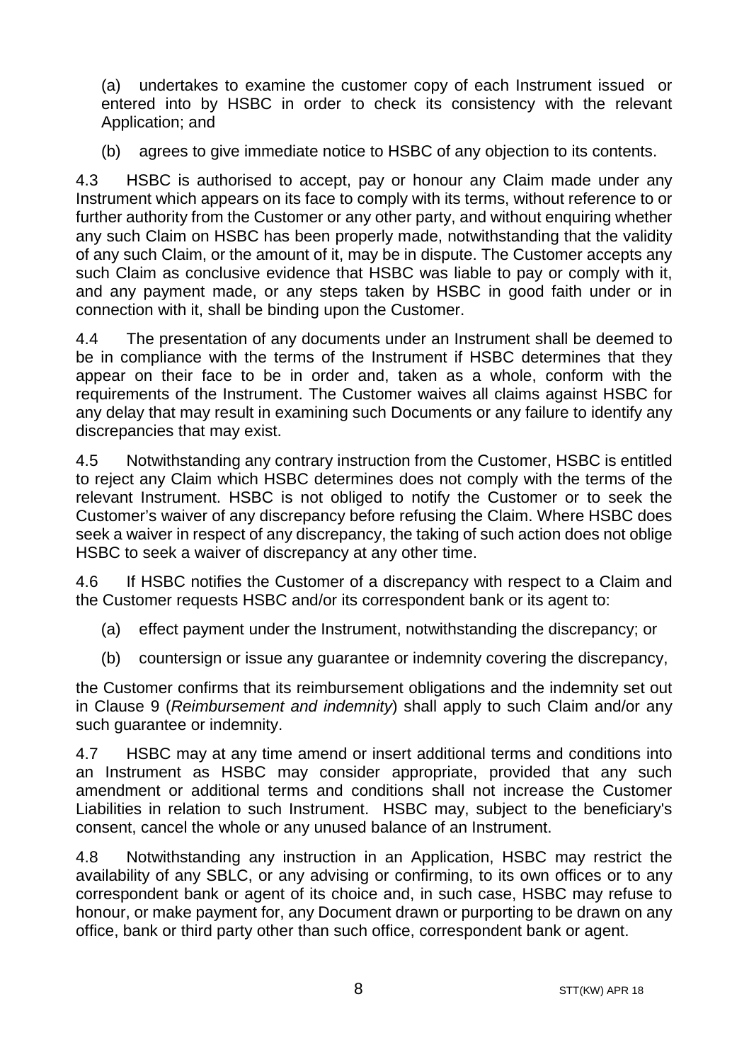(a) undertakes to examine the customer copy of each Instrument issued or entered into by HSBC in order to check its consistency with the relevant Application; and

(b) agrees to give immediate notice to HSBC of any objection to its contents.

4.3 HSBC is authorised to accept, pay or honour any Claim made under any Instrument which appears on its face to comply with its terms, without reference to or further authority from the Customer or any other party, and without enquiring whether any such Claim on HSBC has been properly made, notwithstanding that the validity of any such Claim, or the amount of it, may be in dispute. The Customer accepts any such Claim as conclusive evidence that HSBC was liable to pay or comply with it, and any payment made, or any steps taken by HSBC in good faith under or in connection with it, shall be binding upon the Customer.

4.4 The presentation of any documents under an Instrument shall be deemed to be in compliance with the terms of the Instrument if HSBC determines that they appear on their face to be in order and, taken as a whole, conform with the requirements of the Instrument. The Customer waives all claims against HSBC for any delay that may result in examining such Documents or any failure to identify any discrepancies that may exist.

4.5 Notwithstanding any contrary instruction from the Customer, HSBC is entitled to reject any Claim which HSBC determines does not comply with the terms of the relevant Instrument. HSBC is not obliged to notify the Customer or to seek the Customer's waiver of any discrepancy before refusing the Claim. Where HSBC does seek a waiver in respect of any discrepancy, the taking of such action does not oblige HSBC to seek a waiver of discrepancy at any other time.

4.6 If HSBC notifies the Customer of a discrepancy with respect to a Claim and the Customer requests HSBC and/or its correspondent bank or its agent to:

(a) effect payment under the Instrument, notwithstanding the discrepancy; or

(b) countersign or issue any guarantee or indemnity covering the discrepancy,

the Customer confirms that its reimbursement obligations and the indemnity set out in Clause 9 (*Reimbursement and indemnity*) shall apply to such Claim and/or any such guarantee or indemnity.

4.7 HSBC may at any time amend or insert additional terms and conditions into an Instrument as HSBC may consider appropriate, provided that any such amendment or additional terms and conditions shall not increase the Customer Liabilities in relation to such Instrument. HSBC may, subject to the beneficiary's consent, cancel the whole or any unused balance of an Instrument.

4.8 Notwithstanding any instruction in an Application, HSBC may restrict the availability of any SBLC, or any advising or confirming, to its own offices or to any correspondent bank or agent of its choice and, in such case, HSBC may refuse to honour, or make payment for, any Document drawn or purporting to be drawn on any office, bank or third party other than such office, correspondent bank or agent.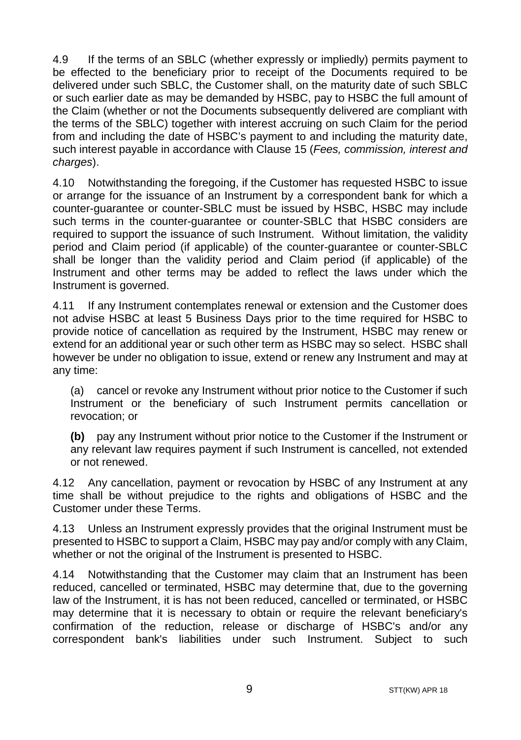4.9 If the terms of an SBLC (whether expressly or impliedly) permits payment to be effected to the beneficiary prior to receipt of the Documents required to be delivered under such SBLC, the Customer shall, on the maturity date of such SBLC or such earlier date as may be demanded by HSBC, pay to HSBC the full amount of the Claim (whether or not the Documents subsequently delivered are compliant with the terms of the SBLC) together with interest accruing on such Claim for the period from and including the date of HSBC's payment to and including the maturity date, such interest payable in accordance with Clause 15 (*Fees, commission, interest and charges*).

4.10 Notwithstanding the foregoing, if the Customer has requested HSBC to issue or arrange for the issuance of an Instrument by a correspondent bank for which a counter-guarantee or counter-SBLC must be issued by HSBC, HSBC may include such terms in the counter-guarantee or counter-SBLC that HSBC considers are required to support the issuance of such Instrument. Without limitation, the validity period and Claim period (if applicable) of the counter-guarantee or counter-SBLC shall be longer than the validity period and Claim period (if applicable) of the Instrument and other terms may be added to reflect the laws under which the Instrument is governed.

4.11 If any Instrument contemplates renewal or extension and the Customer does not advise HSBC at least 5 Business Days prior to the time required for HSBC to provide notice of cancellation as required by the Instrument, HSBC may renew or extend for an additional year or such other term as HSBC may so select. HSBC shall however be under no obligation to issue, extend or renew any Instrument and may at any time:

(a) cancel or revoke any Instrument without prior notice to the Customer if such Instrument or the beneficiary of such Instrument permits cancellation or revocation; or

**(b)** pay any Instrument without prior notice to the Customer if the Instrument or any relevant law requires payment if such Instrument is cancelled, not extended or not renewed.

4.12 Any cancellation, payment or revocation by HSBC of any Instrument at any time shall be without prejudice to the rights and obligations of HSBC and the Customer under these Terms.

4.13 Unless an Instrument expressly provides that the original Instrument must be presented to HSBC to support a Claim, HSBC may pay and/or comply with any Claim, whether or not the original of the Instrument is presented to HSBC.

4.14 Notwithstanding that the Customer may claim that an Instrument has been reduced, cancelled or terminated, HSBC may determine that, due to the governing law of the Instrument, it is has not been reduced, cancelled or terminated, or HSBC may determine that it is necessary to obtain or require the relevant beneficiary's confirmation of the reduction, release or discharge of HSBC's and/or any correspondent bank's liabilities under such Instrument. Subject to such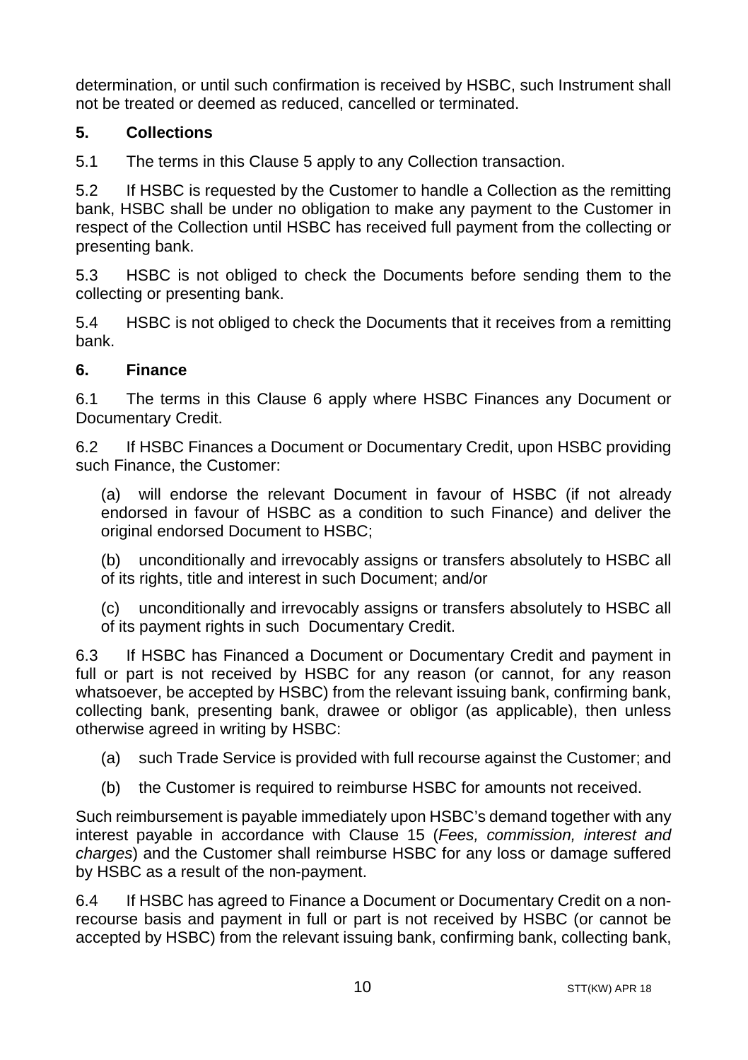determination, or until such confirmation is received by HSBC, such Instrument shall not be treated or deemed as reduced, cancelled or terminated.

## 5. Collections

5.1 The terms in this Clause 5 apply to any Collection transaction.

5.2 If HSBC is requested by the Customer to handle a Collection as the remitting bank, HSBC shall be under no obligation to make any payment to the Customer in respect of the Collection until HSBC has received full payment from the collecting or presenting bank.

5.3 HSBC is not obliged to check the Documents before sending them to the collecting or presenting bank.

5.4 HSBC is not obliged to check the Documents that it receives from a remitting bank.

## 6. Finance

6.1 The terms in this Clause 6 apply where HSBC Finances any Document or Documentary Credit.

6.2 If HSBC Finances a Document or Documentary Credit, upon HSBC providing such Finance, the Customer:

(a) will endorse the relevant Document in favour of HSBC (if not already endorsed in favour of HSBC as a condition to such Finance) and deliver the original endorsed Document to HSBC;

(b) unconditionally and irrevocably assigns or transfers absolutely to HSBC all of its rights, title and interest in such Document; and/or

(c) unconditionally and irrevocably assigns or transfers absolutely to HSBC all of its payment rights in such Documentary Credit.

6.3 If HSBC has Financed a Document or Documentary Credit and payment in full or part is not received by HSBC for any reason (or cannot, for any reason whatsoever, be accepted by HSBC) from the relevant issuing bank, confirming bank, collecting bank, presenting bank, drawee or obligor (as applicable), then unless otherwise agreed in writing by HSBC:

(a) such Trade Service is provided with full recourse against the Customer; and

(b) the Customer is required to reimburse HSBC for amounts not received.

Such reimbursement is payable immediately upon HSBC's demand together with any interest payable in accordance with Clause 15 (*Fees, commission, interest and charges*) and the Customer shall reimburse HSBC for any loss or damage suffered by HSBC as a result of the non-payment.

6.4 If HSBC has agreed to Finance a Document or Documentary Credit on a non-recourse basis and payment in full or part is not received by HSBC (or cannot be accepted by HSBC) from the relevant issuing bank, confirming bank, collecting bank,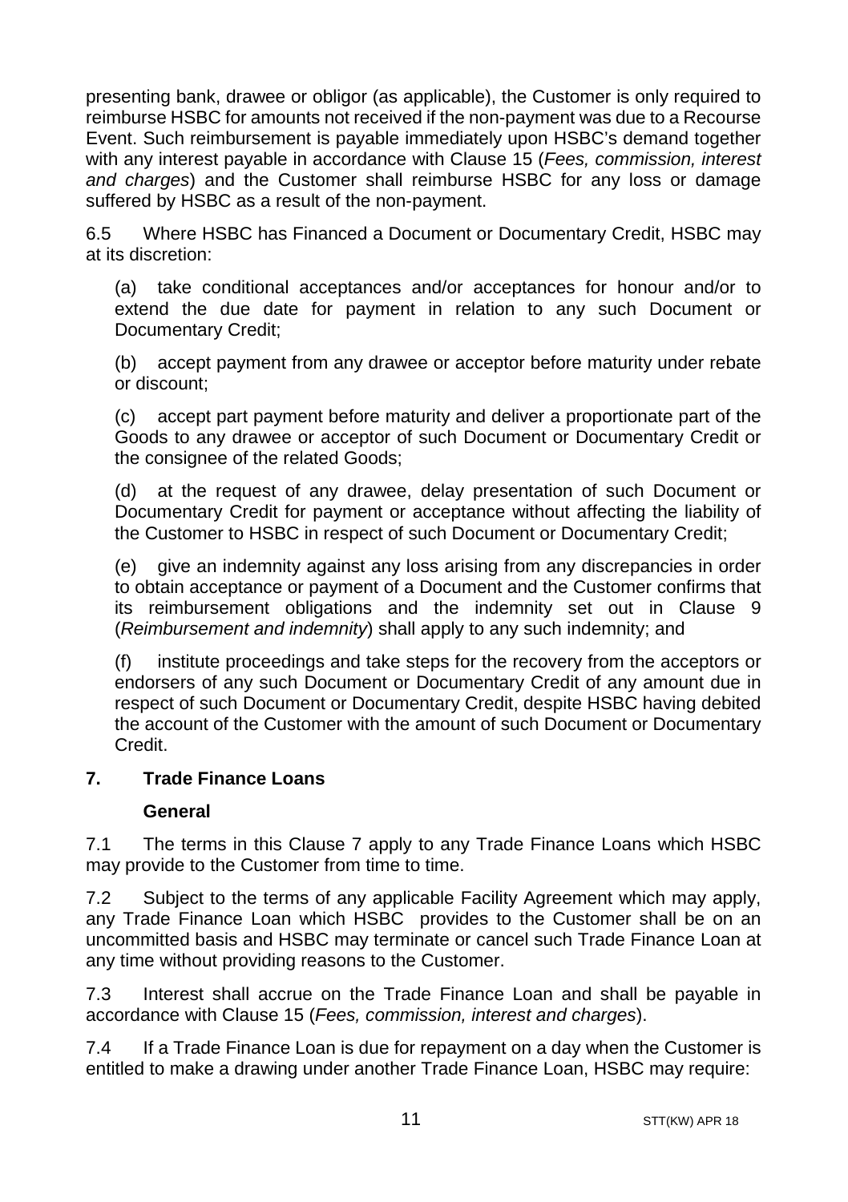presenting bank, drawee or obligor (as applicable), the Customer is only required to reimburse HSBC for amounts not received if the non-payment was due to a Recourse Event. Such reimbursement is payable immediately upon HSBC's demand together with any interest payable in accordance with Clause 15 (*Fees, commission, interest and charges*) and the Customer shall reimburse HSBC for any loss or damage suffered by HSBC as a result of the non-payment.

6.5 Where HSBC has Financed a Document or Documentary Credit, HSBC may at its discretion:

(a) take conditional acceptances and/or acceptances for honour and/or to extend the due date for payment in relation to any such Document or Documentary Credit;

(b) accept payment from any drawee or acceptor before maturity under rebate or discount;

(c) accept part payment before maturity and deliver a proportionate part of the Goods to any drawee or acceptor of such Document or Documentary Credit or the consignee of the related Goods;

(d) at the request of any drawee, delay presentation of such Document or Documentary Credit for payment or acceptance without affecting the liability of the Customer to HSBC in respect of such Document or Documentary Credit;

(e) give an indemnity against any loss arising from any discrepancies in order to obtain acceptance or payment of a Document and the Customer confirms that its reimbursement obligations and the indemnity set out in Clause 9 (*Reimbursement and indemnity*) shall apply to any such indemnity; and

(f) institute proceedings and take steps for the recovery from the acceptors or endorsers of any such Document or Documentary Credit of any amount due in respect of such Document or Documentary Credit, despite HSBC having debited the account of the Customer with the amount of such Document or Documentary Credit.

## 7. Trade Finance Loans

### General

7.1 The terms in this Clause 7 apply to any Trade Finance Loans which HSBC may provide to the Customer from time to time.

7.2 Subject to the terms of any applicable Facility Agreement which may apply, any Trade Finance Loan which HSBC provides to the Customer shall be on an uncommitted basis and HSBC may terminate or cancel such Trade Finance Loan at any time without providing reasons to the Customer.

7.3 Interest shall accrue on the Trade Finance Loan and shall be payable in accordance with Clause 15 (*Fees, commission, interest and charges*).

7.4 If a Trade Finance Loan is due for repayment on a day when the Customer is entitled to make a drawing under another Trade Finance Loan, HSBC may require: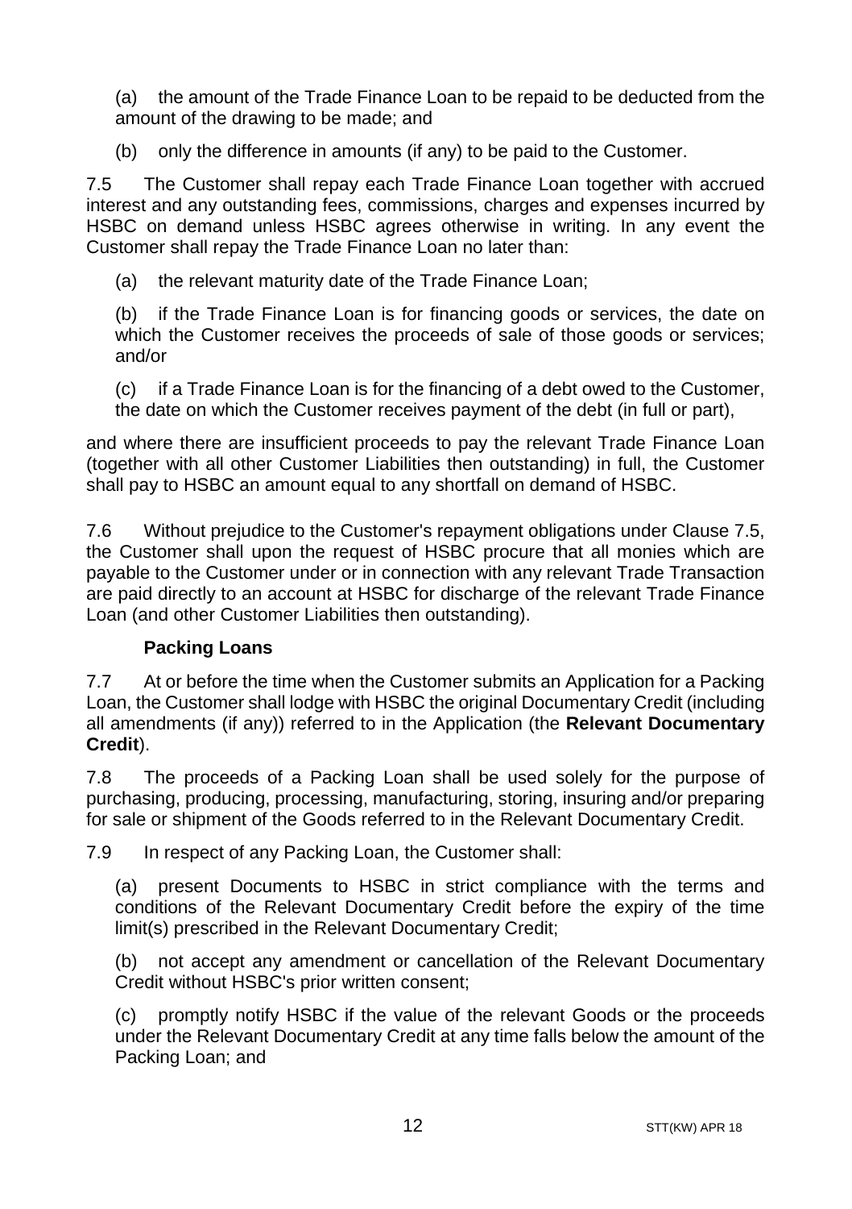(a) the amount of the Trade Finance Loan to be repaid to be deducted from the amount of the drawing to be made; and

(b) only the difference in amounts (if any) to be paid to the Customer.

7.5 The Customer shall repay each Trade Finance Loan together with accrued interest and any outstanding fees, commissions, charges and expenses incurred by HSBC on demand unless HSBC agrees otherwise in writing. In any event the Customer shall repay the Trade Finance Loan no later than:

(a) the relevant maturity date of the Trade Finance Loan;

(b) if the Trade Finance Loan is for financing goods or services, the date on which the Customer receives the proceeds of sale of those goods or services; and/or

(c) if a Trade Finance Loan is for the financing of a debt owed to the Customer, the date on which the Customer receives payment of the debt (in full or part),

and where there are insufficient proceeds to pay the relevant Trade Finance Loan (together with all other Customer Liabilities then outstanding) in full, the Customer shall pay to HSBC an amount equal to any shortfall on demand of HSBC.

7.6 Without prejudice to the Customer's repayment obligations under Clause 7.5, the Customer shall upon the request of HSBC procure that all monies which are payable to the Customer under or in connection with any relevant Trade Transaction are paid directly to an account at HSBC for discharge of the relevant Trade Finance Loan (and other Customer Liabilities then outstanding).

**Packing Loans**

7.7 At or before the time when the Customer submits an Application for a Packing Loan, the Customer shall lodge with HSBC the original Documentary Credit (including all amendments (if any)) referred to in the Application (the **Relevant Documentary Credit**).

7.8 The proceeds of a Packing Loan shall be used solely for the purpose of purchasing, producing, processing, manufacturing, storing, insuring and/or preparing for sale or shipment of the Goods referred to in the Relevant Documentary Credit.

7.9 In respect of any Packing Loan, the Customer shall:

(a) present Documents to HSBC in strict compliance with the terms and conditions of the Relevant Documentary Credit before the expiry of the time limit(s) prescribed in the Relevant Documentary Credit;

(b) not accept any amendment or cancellation of the Relevant Documentary Credit without HSBC's prior written consent;

(c) promptly notify HSBC if the value of the relevant Goods or the proceeds under the Relevant Documentary Credit at any time falls below the amount of the Packing Loan; and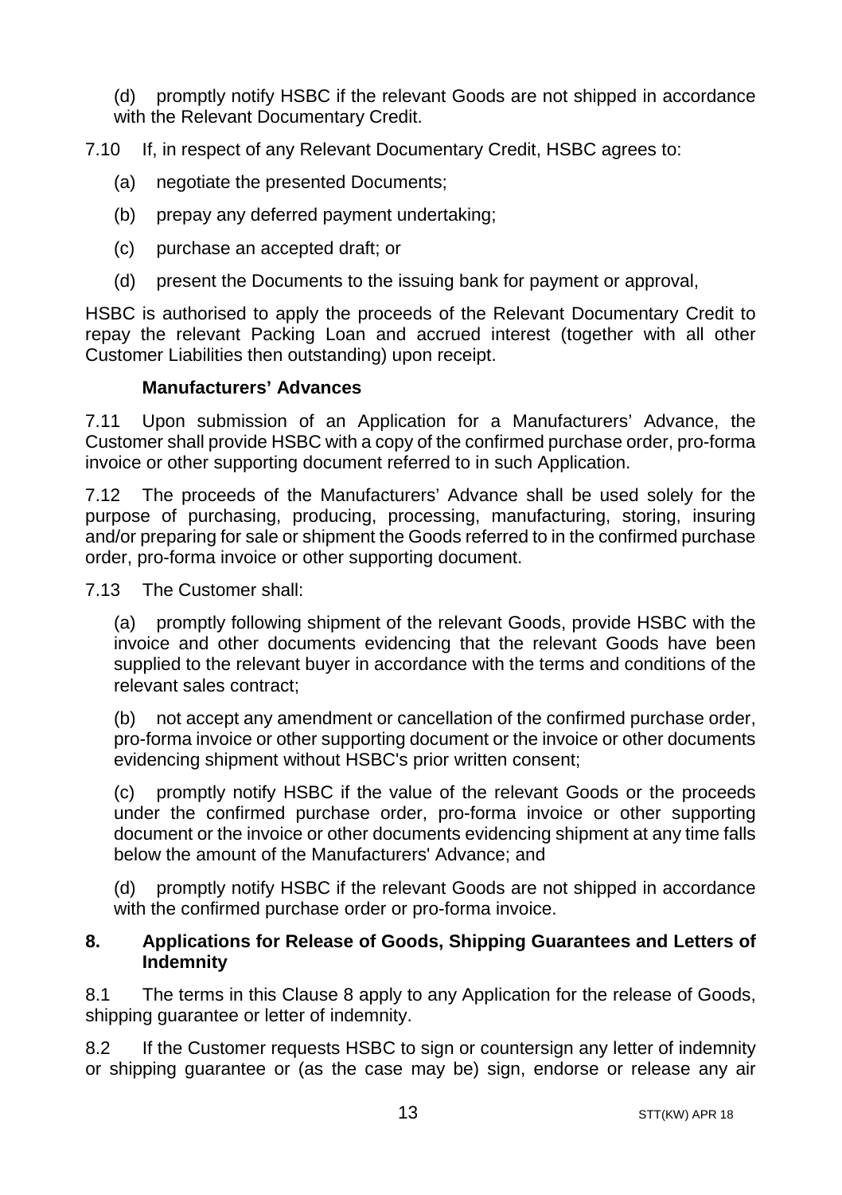(d) promptly notify HSBC if the relevant Goods are not shipped in accordance with the Relevant Documentary Credit.

7.10 If, in respect of any Relevant Documentary Credit, HSBC agrees to:

(a) negotiate the presented Documents;

(b) prepay any deferred payment undertaking;

(c) purchase an accepted draft; or

(d) present the Documents to the issuing bank for payment or approval,

HSBC is authorised to apply the proceeds of the Relevant Documentary Credit to repay the relevant Packing Loan and accrued interest (together with all other Customer Liabilities then outstanding) upon receipt.

**Manufacturers' Advances**

7.11 Upon submission of an Application for a Manufacturers' Advance, the Customer shall provide HSBC with a copy of the confirmed purchase order, pro-forma invoice or other supporting document referred to in such Application.

7.12 The proceeds of the Manufacturers' Advance shall be used solely for the purpose of purchasing, producing, processing, manufacturing, storing, insuring and/or preparing for sale or shipment the Goods referred to in the confirmed purchase order, pro-forma invoice or other supporting document.

7.13 The Customer shall:

(a) promptly following shipment of the relevant Goods, provide HSBC with the invoice and other documents evidencing that the relevant Goods have been supplied to the relevant buyer in accordance with the terms and conditions of the relevant sales contract;

(b) not accept any amendment or cancellation of the confirmed purchase order, pro-forma invoice or other supporting document or the invoice or other documents evidencing shipment without HSBC's prior written consent;

(c) promptly notify HSBC if the value of the relevant Goods or the proceeds under the confirmed purchase order, pro-forma invoice or other supporting document or the invoice or other documents evidencing shipment at any time falls below the amount of the Manufacturers' Advance; and

(d) promptly notify HSBC if the relevant Goods are not shipped in accordance with the confirmed purchase order or pro-forma invoice.

## 8. Applications for Release of Goods, Shipping Guarantees and Letters of Indemnity

8.1 The terms in this Clause 8 apply to any Application for the release of Goods, shipping guarantee or letter of indemnity.

8.2 If the Customer requests HSBC to sign or countersign any letter of indemnity or shipping guarantee or (as the case may be) sign, endorse or release any air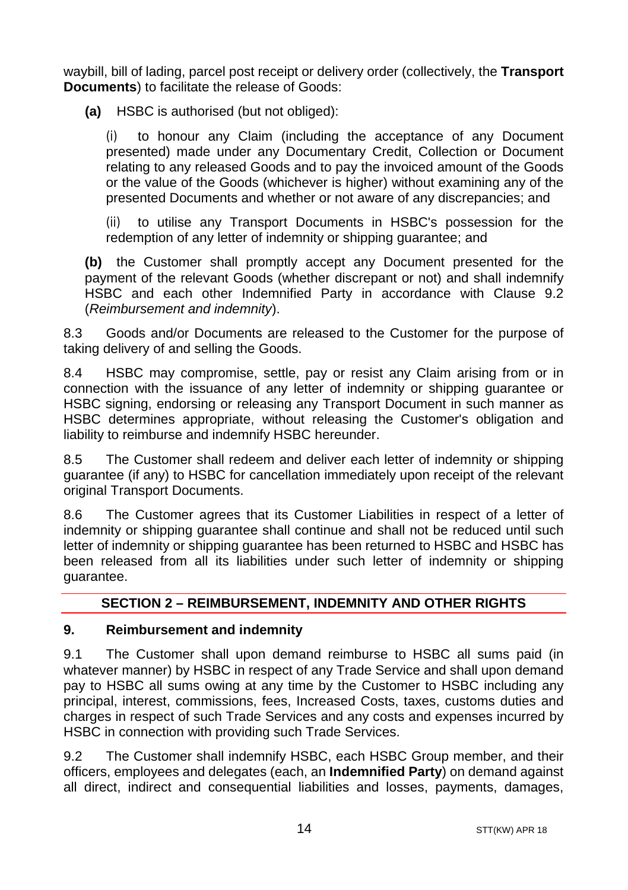waybill, bill of lading, parcel post receipt or delivery order (collectively, the **Transport Documents**) to facilitate the release of Goods:

**(a)** HSBC is authorised (but not obliged):

(i) to honour any Claim (including the acceptance of any Document presented) made under any Documentary Credit, Collection or Document relating to any released Goods and to pay the invoiced amount of the Goods or the value of the Goods (whichever is higher) without examining any of the presented Documents and whether or not aware of any discrepancies; and

(ii) to utilise any Transport Documents in HSBC's possession for the redemption of any letter of indemnity or shipping guarantee; and

**(b)** the Customer shall promptly accept any Document presented for the payment of the relevant Goods (whether discrepant or not) and shall indemnify HSBC and each other Indemnified Party in accordance with Clause 9.2 (*Reimbursement and indemnity*).

8.3 Goods and/or Documents are released to the Customer for the purpose of taking delivery of and selling the Goods.

8.4 HSBC may compromise, settle, pay or resist any Claim arising from or in connection with the issuance of any letter of indemnity or shipping guarantee or HSBC signing, endorsing or releasing any Transport Document in such manner as HSBC determines appropriate, without releasing the Customer's obligation and liability to reimburse and indemnify HSBC hereunder.

8.5 The Customer shall redeem and deliver each letter of indemnity or shipping guarantee (if any) to HSBC for cancellation immediately upon receipt of the relevant original Transport Documents.

8.6 The Customer agrees that its Customer Liabilities in respect of a letter of indemnity or shipping guarantee shall continue and shall not be reduced until such letter of indemnity or shipping guarantee has been returned to HSBC and HSBC has been released from all its liabilities under such letter of indemnity or shipping guarantee.

## SECTION 2 – REIMBURSEMENT, INDEMNITY AND OTHER RIGHTS

### 9. Reimbursement and indemnity

9.1 The Customer shall upon demand reimburse to HSBC all sums paid (in whatever manner) by HSBC in respect of any Trade Service and shall upon demand pay to HSBC all sums owing at any time by the Customer to HSBC including any principal, interest, commissions, fees, Increased Costs, taxes, customs duties and charges in respect of such Trade Services and any costs and expenses incurred by HSBC in connection with providing such Trade Services.

9.2 The Customer shall indemnify HSBC, each HSBC Group member, and their officers, employees and delegates (each, an **Indemnified Party**) on demand against all direct, indirect and consequential liabilities and losses, payments, damages,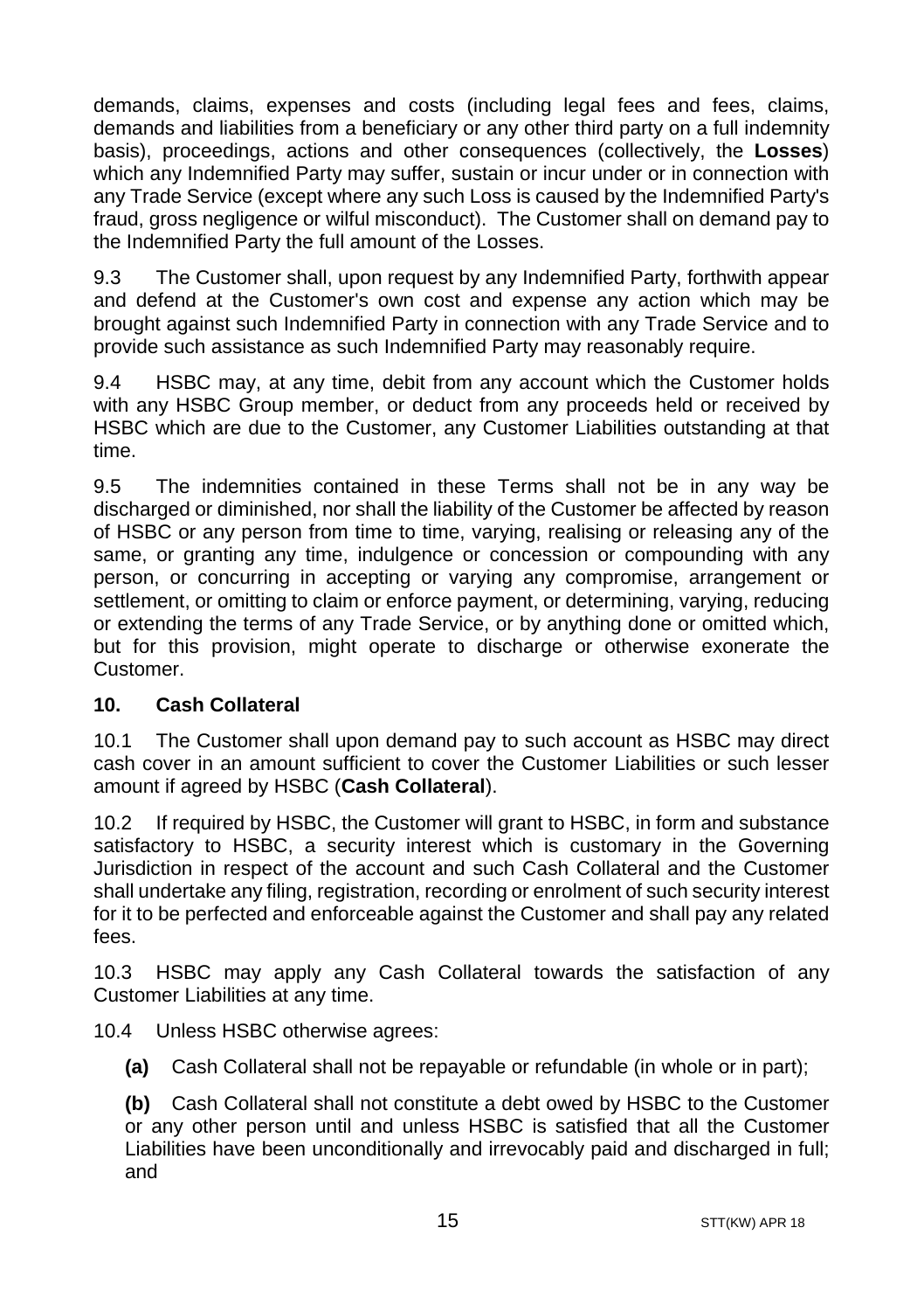demands, claims, expenses and costs (including legal fees and fees, claims, demands and liabilities from a beneficiary or any other third party on a full indemnity basis), proceedings, actions and other consequences (collectively, the **Losses**) which any Indemnified Party may suffer, sustain or incur under or in connection with any Trade Service (except where any such Loss is caused by the Indemnified Party's fraud, gross negligence or wilful misconduct). The Customer shall on demand pay to the Indemnified Party the full amount of the Losses.

9.3 The Customer shall, upon request by any Indemnified Party, forthwith appear and defend at the Customer's own cost and expense any action which may be brought against such Indemnified Party in connection with any Trade Service and to provide such assistance as such Indemnified Party may reasonably require.

9.4 HSBC may, at any time, debit from any account which the Customer holds with any HSBC Group member, or deduct from any proceeds held or received by HSBC which are due to the Customer, any Customer Liabilities outstanding at that time.

9.5 The indemnities contained in these Terms shall not be in any way be discharged or diminished, nor shall the liability of the Customer be affected by reason of HSBC or any person from time to time, varying, realising or releasing any of the same, or granting any time, indulgence or concession or compounding with any person, or concurring in accepting or varying any compromise, arrangement or settlement, or omitting to claim or enforce payment, or determining, varying, reducing or extending the terms of any Trade Service, or by anything done or omitted which, but for this provision, might operate to discharge or otherwise exonerate the Customer.

## 10. Cash Collateral

10.1 The Customer shall upon demand pay to such account as HSBC may direct cash cover in an amount sufficient to cover the Customer Liabilities or such lesser amount if agreed by HSBC (**Cash Collateral**).

10.2 If required by HSBC, the Customer will grant to HSBC, in form and substance satisfactory to HSBC, a security interest which is customary in the Governing Jurisdiction in respect of the account and such Cash Collateral and the Customer shall undertake any filing, registration, recording or enrolment of such security interest for it to be perfected and enforceable against the Customer and shall pay any related fees.

10.3 HSBC may apply any Cash Collateral towards the satisfaction of any Customer Liabilities at any time.

10.4 Unless HSBC otherwise agrees:

**(a)** Cash Collateral shall not be repayable or refundable (in whole or in part);

**(b)** Cash Collateral shall not constitute a debt owed by HSBC to the Customer or any other person until and unless HSBC is satisfied that all the Customer Liabilities have been unconditionally and irrevocably paid and discharged in full; and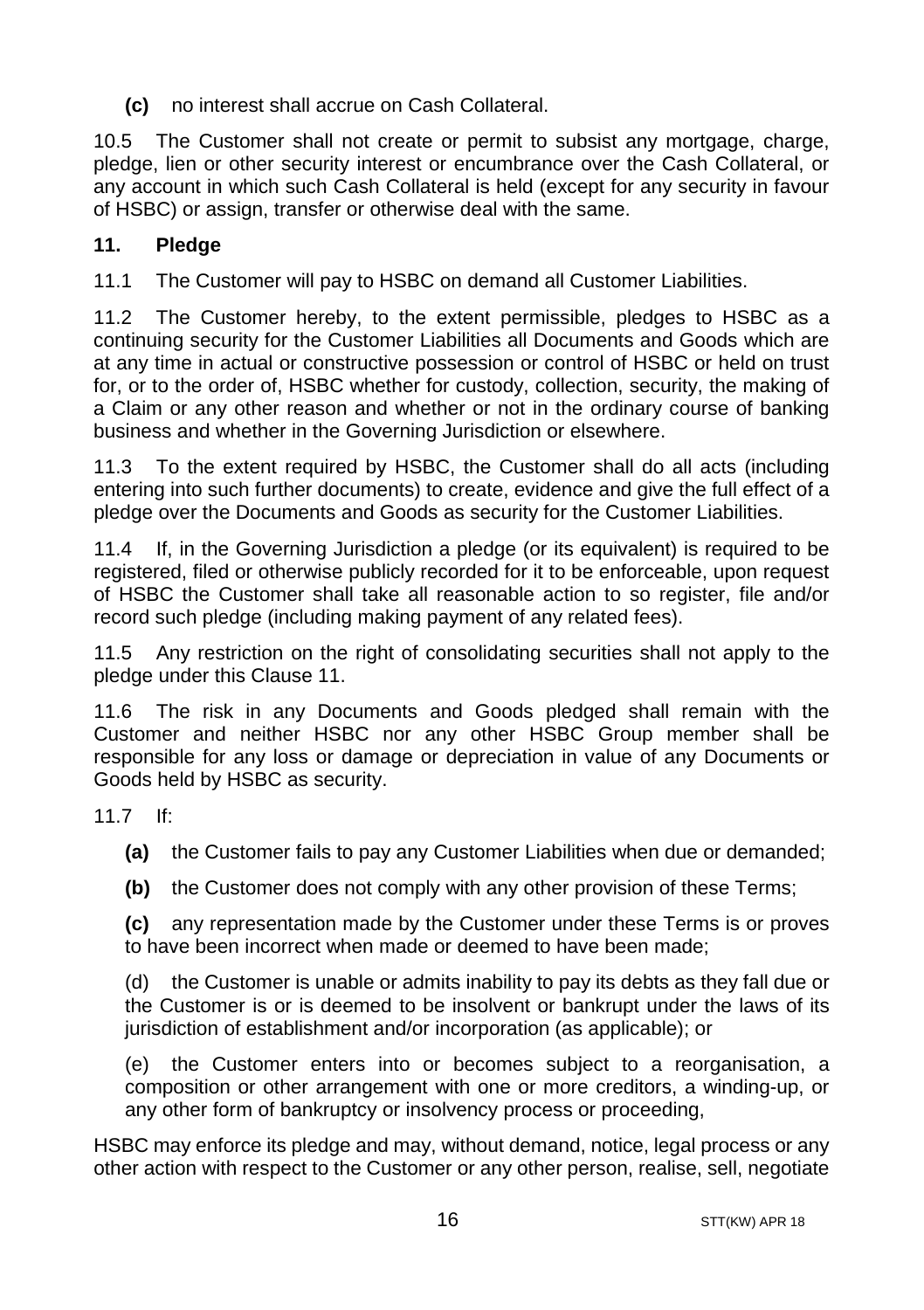**(c)** no interest shall accrue on Cash Collateral.

10.5 The Customer shall not create or permit to subsist any mortgage, charge, pledge, lien or other security interest or encumbrance over the Cash Collateral, or any account in which such Cash Collateral is held (except for any security in favour of HSBC) or assign, transfer or otherwise deal with the same.

## 11. Pledge

11.1 The Customer will pay to HSBC on demand all Customer Liabilities.

11.2 The Customer hereby, to the extent permissible, pledges to HSBC as a continuing security for the Customer Liabilities all Documents and Goods which are at any time in actual or constructive possession or control of HSBC or held on trust for, or to the order of, HSBC whether for custody, collection, security, the making of a Claim or any other reason and whether or not in the ordinary course of banking business and whether in the Governing Jurisdiction or elsewhere.

11.3 To the extent required by HSBC, the Customer shall do all acts (including entering into such further documents) to create, evidence and give the full effect of a pledge over the Documents and Goods as security for the Customer Liabilities.

11.4 If, in the Governing Jurisdiction a pledge (or its equivalent) is required to be registered, filed or otherwise publicly recorded for it to be enforceable, upon request of HSBC the Customer shall take all reasonable action to so register, file and/or record such pledge (including making payment of any related fees).

11.5 Any restriction on the right of consolidating securities shall not apply to the pledge under this Clause 11.

11.6 The risk in any Documents and Goods pledged shall remain with the Customer and neither HSBC nor any other HSBC Group member shall be responsible for any loss or damage or depreciation in value of any Documents or Goods held by HSBC as security.

11.7 If:

**(a)** the Customer fails to pay any Customer Liabilities when due or demanded;

**(b)** the Customer does not comply with any other provision of these Terms;

**(c)** any representation made by the Customer under these Terms is or proves to have been incorrect when made or deemed to have been made;

(d) the Customer is unable or admits inability to pay its debts as they fall due or the Customer is or is deemed to be insolvent or bankrupt under the laws of its jurisdiction of establishment and/or incorporation (as applicable); or

(e) the Customer enters into or becomes subject to a reorganisation, a composition or other arrangement with one or more creditors, a winding-up, or any other form of bankruptcy or insolvency process or proceeding,

HSBC may enforce its pledge and may, without demand, notice, legal process or any other action with respect to the Customer or any other person, realise, sell, negotiate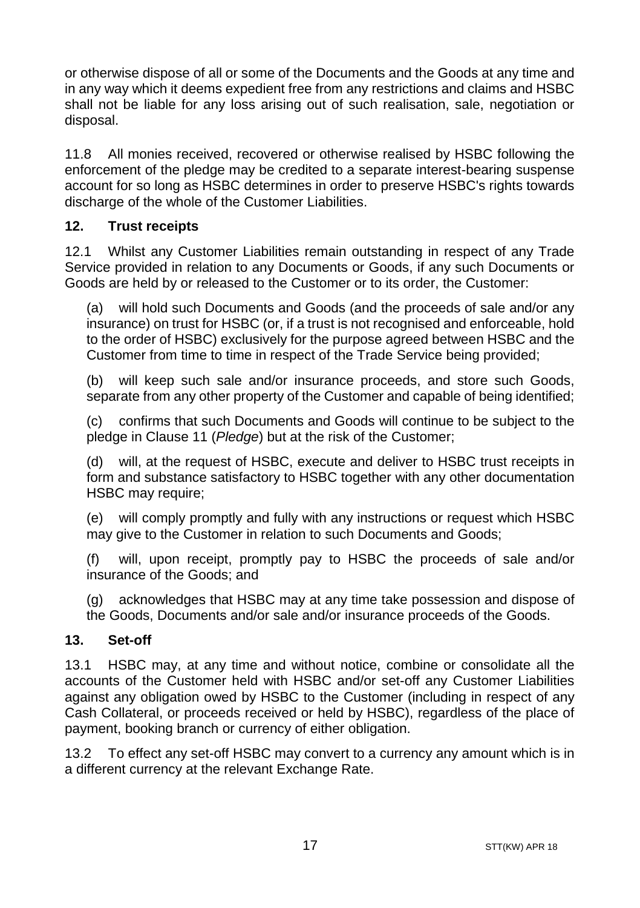or otherwise dispose of all or some of the Documents and the Goods at any time and in any way which it deems expedient free from any restrictions and claims and HSBC shall not be liable for any loss arising out of such realisation, sale, negotiation or disposal.

11.8 All monies received, recovered or otherwise realised by HSBC following the enforcement of the pledge may be credited to a separate interest-bearing suspense account for so long as HSBC determines in order to preserve HSBC's rights towards discharge of the whole of the Customer Liabilities.

## 12. Trust receipts

12.1 Whilst any Customer Liabilities remain outstanding in respect of any Trade Service provided in relation to any Documents or Goods, if any such Documents or Goods are held by or released to the Customer or to its order, the Customer:

(a) will hold such Documents and Goods (and the proceeds of sale and/or any insurance) on trust for HSBC (or, if a trust is not recognised and enforceable, hold to the order of HSBC) exclusively for the purpose agreed between HSBC and the Customer from time to time in respect of the Trade Service being provided;

(b) will keep such sale and/or insurance proceeds, and store such Goods, separate from any other property of the Customer and capable of being identified;

(c) confirms that such Documents and Goods will continue to be subject to the pledge in Clause 11 (*Pledge*) but at the risk of the Customer;

(d) will, at the request of HSBC, execute and deliver to HSBC trust receipts in form and substance satisfactory to HSBC together with any other documentation HSBC may require;

(e) will comply promptly and fully with any instructions or request which HSBC may give to the Customer in relation to such Documents and Goods;

(f) will, upon receipt, promptly pay to HSBC the proceeds of sale and/or insurance of the Goods; and

(g) acknowledges that HSBC may at any time take possession and dispose of the Goods, Documents and/or sale and/or insurance proceeds of the Goods.

## 13. Set-off

13.1 HSBC may, at any time and without notice, combine or consolidate all the accounts of the Customer held with HSBC and/or set-off any Customer Liabilities against any obligation owed by HSBC to the Customer (including in respect of any Cash Collateral, or proceeds received or held by HSBC), regardless of the place of payment, booking branch or currency of either obligation.

13.2 To effect any set-off HSBC may convert to a currency any amount which is in a different currency at the relevant Exchange Rate.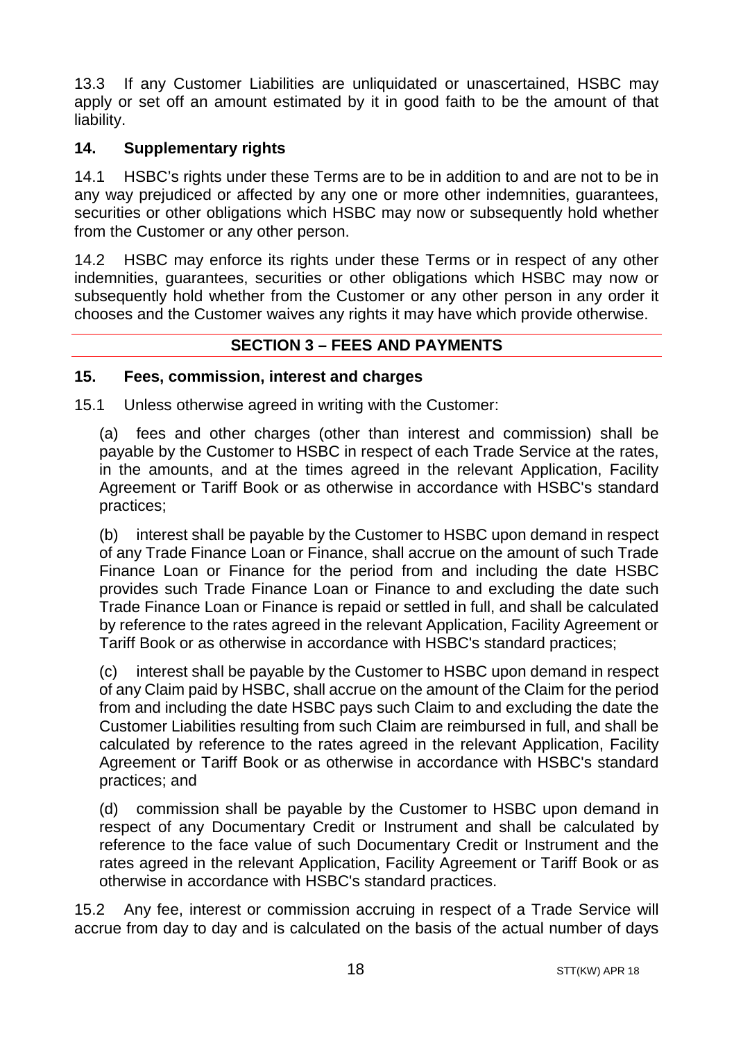13.3 If any Customer Liabilities are unliquidated or unascertained, HSBC may apply or set off an amount estimated by it in good faith to be the amount of that liability.

## 14. Supplementary rights

14.1 HSBC's rights under these Terms are to be in addition to and are not to be in any way prejudiced or affected by any one or more other indemnities, guarantees, securities or other obligations which HSBC may now or subsequently hold whether from the Customer or any other person.

14.2 HSBC may enforce its rights under these Terms or in respect of any other indemnities, guarantees, securities or other obligations which HSBC may now or subsequently hold whether from the Customer or any other person in any order it chooses and the Customer waives any rights it may have which provide otherwise.

## SECTION 3 – FEES AND PAYMENTS

## 15. Fees, commission, interest and charges

15.1 Unless otherwise agreed in writing with the Customer:

(a) fees and other charges (other than interest and commission) shall be payable by the Customer to HSBC in respect of each Trade Service at the rates, in the amounts, and at the times agreed in the relevant Application, Facility Agreement or Tariff Book or as otherwise in accordance with HSBC's standard practices;

(b) interest shall be payable by the Customer to HSBC upon demand in respect of any Trade Finance Loan or Finance, shall accrue on the amount of such Trade Finance Loan or Finance for the period from and including the date HSBC provides such Trade Finance Loan or Finance to and excluding the date such Trade Finance Loan or Finance is repaid or settled in full, and shall be calculated by reference to the rates agreed in the relevant Application, Facility Agreement or Tariff Book or as otherwise in accordance with HSBC's standard practices;

(c) interest shall be payable by the Customer to HSBC upon demand in respect of any Claim paid by HSBC, shall accrue on the amount of the Claim for the period from and including the date HSBC pays such Claim to and excluding the date the Customer Liabilities resulting from such Claim are reimbursed in full, and shall be calculated by reference to the rates agreed in the relevant Application, Facility Agreement or Tariff Book or as otherwise in accordance with HSBC's standard practices; and

(d) commission shall be payable by the Customer to HSBC upon demand in respect of any Documentary Credit or Instrument and shall be calculated by reference to the face value of such Documentary Credit or Instrument and the rates agreed in the relevant Application, Facility Agreement or Tariff Book or as otherwise in accordance with HSBC's standard practices.

15.2 Any fee, interest or commission accruing in respect of a Trade Service will accrue from day to day and is calculated on the basis of the actual number of days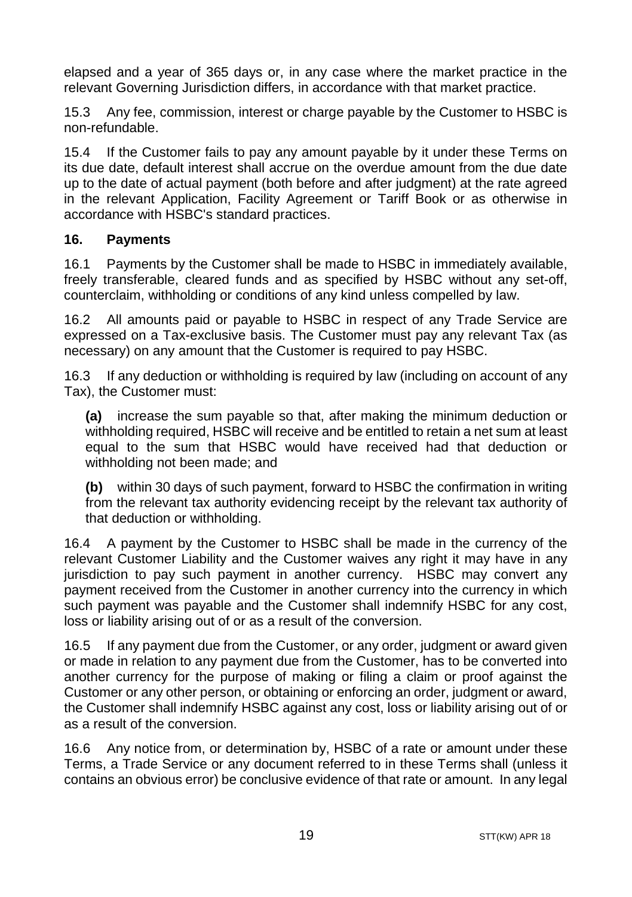elapsed and a year of 365 days or, in any case where the market practice in the relevant Governing Jurisdiction differs, in accordance with that market practice.

15.3 Any fee, commission, interest or charge payable by the Customer to HSBC is non-refundable.

15.4 If the Customer fails to pay any amount payable by it under these Terms on its due date, default interest shall accrue on the overdue amount from the due date up to the date of actual payment (both before and after judgment) at the rate agreed in the relevant Application, Facility Agreement or Tariff Book or as otherwise in accordance with HSBC's standard practices.

## 16. Payments

16.1 Payments by the Customer shall be made to HSBC in immediately available, freely transferable, cleared funds and as specified by HSBC without any set-off, counterclaim, withholding or conditions of any kind unless compelled by law.

16.2 All amounts paid or payable to HSBC in respect of any Trade Service are expressed on a Tax-exclusive basis. The Customer must pay any relevant Tax (as necessary) on any amount that the Customer is required to pay HSBC.

16.3 If any deduction or withholding is required by law (including on account of any Tax), the Customer must:

**(a)** increase the sum payable so that, after making the minimum deduction or withholding required, HSBC will receive and be entitled to retain a net sum at least equal to the sum that HSBC would have received had that deduction or withholding not been made; and

**(b)** within 30 days of such payment, forward to HSBC the confirmation in writing from the relevant tax authority evidencing receipt by the relevant tax authority of that deduction or withholding.

16.4 A payment by the Customer to HSBC shall be made in the currency of the relevant Customer Liability and the Customer waives any right it may have in any jurisdiction to pay such payment in another currency. HSBC may convert any payment received from the Customer in another currency into the currency in which such payment was payable and the Customer shall indemnify HSBC for any cost, loss or liability arising out of or as a result of the conversion.

16.5 If any payment due from the Customer, or any order, judgment or award given or made in relation to any payment due from the Customer, has to be converted into another currency for the purpose of making or filing a claim or proof against the Customer or any other person, or obtaining or enforcing an order, judgment or award, the Customer shall indemnify HSBC against any cost, loss or liability arising out of or as a result of the conversion.

16.6 Any notice from, or determination by, HSBC of a rate or amount under these Terms, a Trade Service or any document referred to in these Terms shall (unless it contains an obvious error) be conclusive evidence of that rate or amount. In any legal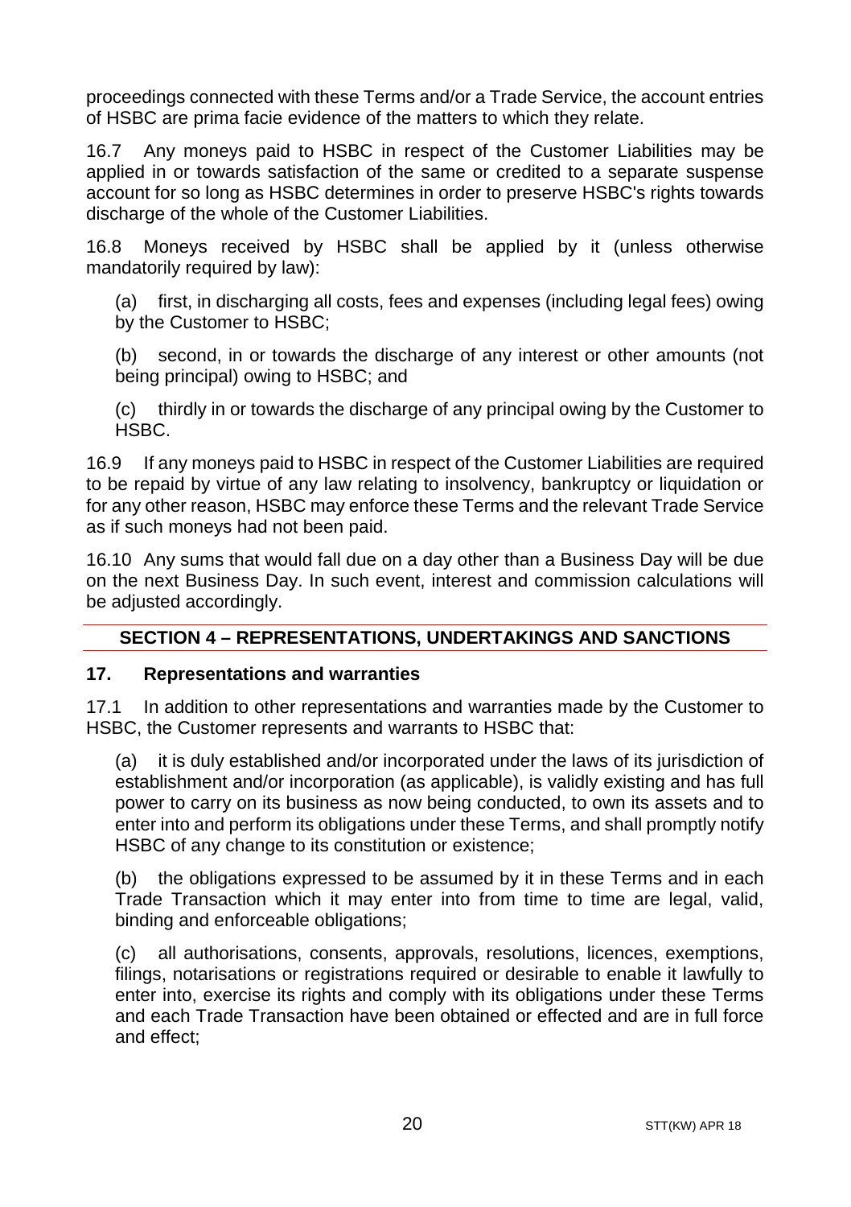proceedings connected with these Terms and/or a Trade Service, the account entries of HSBC are prima facie evidence of the matters to which they relate.

16.7 Any moneys paid to HSBC in respect of the Customer Liabilities may be applied in or towards satisfaction of the same or credited to a separate suspense account for so long as HSBC determines in order to preserve HSBC's rights towards discharge of the whole of the Customer Liabilities.

16.8 Moneys received by HSBC shall be applied by it (unless otherwise mandatorily required by law):

(a) first, in discharging all costs, fees and expenses (including legal fees) owing by the Customer to HSBC;

(b) second, in or towards the discharge of any interest or other amounts (not being principal) owing to HSBC; and

(c) thirdly in or towards the discharge of any principal owing by the Customer to HSBC.

16.9 If any moneys paid to HSBC in respect of the Customer Liabilities are required to be repaid by virtue of any law relating to insolvency, bankruptcy or liquidation or for any other reason, HSBC may enforce these Terms and the relevant Trade Service as if such moneys had not been paid.

16.10 Any sums that would fall due on a day other than a Business Day will be due on the next Business Day. In such event, interest and commission calculations will be adjusted accordingly.

## SECTION 4 – REPRESENTATIONS, UNDERTAKINGS AND SANCTIONS

### 17. Representations and warranties

17.1 In addition to other representations and warranties made by the Customer to HSBC, the Customer represents and warrants to HSBC that:

(a) it is duly established and/or incorporated under the laws of its jurisdiction of establishment and/or incorporation (as applicable), is validly existing and has full power to carry on its business as now being conducted, to own its assets and to enter into and perform its obligations under these Terms, and shall promptly notify HSBC of any change to its constitution or existence;

(b) the obligations expressed to be assumed by it in these Terms and in each Trade Transaction which it may enter into from time to time are legal, valid, binding and enforceable obligations;

(c) all authorisations, consents, approvals, resolutions, licences, exemptions, filings, notarisations or registrations required or desirable to enable it lawfully to enter into, exercise its rights and comply with its obligations under these Terms and each Trade Transaction have been obtained or effected and are in full force and effect;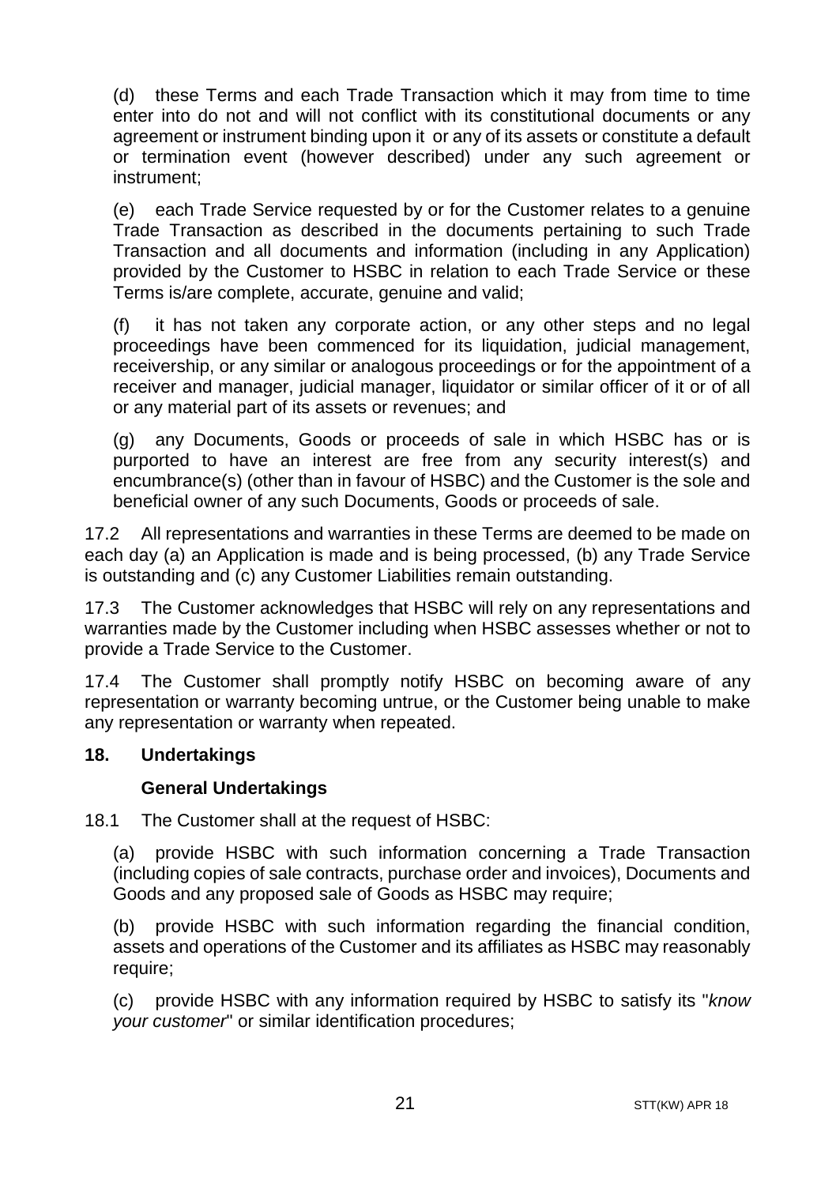(d) these Terms and each Trade Transaction which it may from time to time enter into do not and will not conflict with its constitutional documents or any agreement or instrument binding upon it or any of its assets or constitute a default or termination event (however described) under any such agreement or instrument;

(e) each Trade Service requested by or for the Customer relates to a genuine Trade Transaction as described in the documents pertaining to such Trade Transaction and all documents and information (including in any Application) provided by the Customer to HSBC in relation to each Trade Service or these Terms is/are complete, accurate, genuine and valid;

(f) it has not taken any corporate action, or any other steps and no legal proceedings have been commenced for its liquidation, judicial management, receivership, or any similar or analogous proceedings or for the appointment of a receiver and manager, judicial manager, liquidator or similar officer of it or of all or any material part of its assets or revenues; and

(g) any Documents, Goods or proceeds of sale in which HSBC has or is purported to have an interest are free from any security interest(s) and encumbrance(s) (other than in favour of HSBC) and the Customer is the sole and beneficial owner of any such Documents, Goods or proceeds of sale.

17.2 All representations and warranties in these Terms are deemed to be made on each day (a) an Application is made and is being processed, (b) any Trade Service is outstanding and (c) any Customer Liabilities remain outstanding.

17.3 The Customer acknowledges that HSBC will rely on any representations and warranties made by the Customer including when HSBC assesses whether or not to provide a Trade Service to the Customer.

17.4 The Customer shall promptly notify HSBC on becoming aware of any representation or warranty becoming untrue, or the Customer being unable to make any representation or warranty when repeated.

## 18. Undertakings

### General Undertakings

18.1 The Customer shall at the request of HSBC:

(a) provide HSBC with such information concerning a Trade Transaction (including copies of sale contracts, purchase order and invoices), Documents and Goods and any proposed sale of Goods as HSBC may require;

(b) provide HSBC with such information regarding the financial condition, assets and operations of the Customer and its affiliates as HSBC may reasonably require;

(c) provide HSBC with any information required by HSBC to satisfy its "*know your customer*" or similar identification procedures;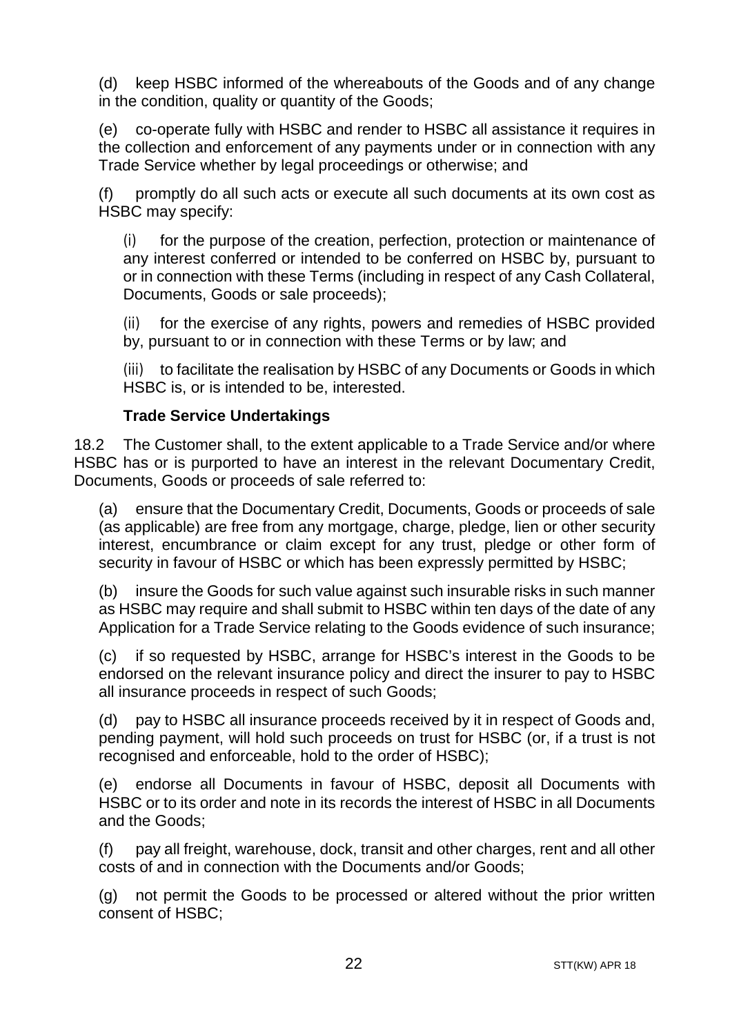(d) keep HSBC informed of the whereabouts of the Goods and of any change in the condition, quality or quantity of the Goods;

(e) co-operate fully with HSBC and render to HSBC all assistance it requires in the collection and enforcement of any payments under or in connection with any Trade Service whether by legal proceedings or otherwise; and

(f) promptly do all such acts or execute all such documents at its own cost as HSBC may specify:

(i) for the purpose of the creation, perfection, protection or maintenance of any interest conferred or intended to be conferred on HSBC by, pursuant to or in connection with these Terms (including in respect of any Cash Collateral, Documents, Goods or sale proceeds);

(ii) for the exercise of any rights, powers and remedies of HSBC provided by, pursuant to or in connection with these Terms or by law; and

(iii) to facilitate the realisation by HSBC of any Documents or Goods in which HSBC is, or is intended to be, interested.

**Trade Service Undertakings**

18.2 The Customer shall, to the extent applicable to a Trade Service and/or where HSBC has or is purported to have an interest in the relevant Documentary Credit, Documents, Goods or proceeds of sale referred to:

(a) ensure that the Documentary Credit, Documents, Goods or proceeds of sale (as applicable) are free from any mortgage, charge, pledge, lien or other security interest, encumbrance or claim except for any trust, pledge or other form of security in favour of HSBC or which has been expressly permitted by HSBC;

(b) insure the Goods for such value against such insurable risks in such manner as HSBC may require and shall submit to HSBC within ten days of the date of any Application for a Trade Service relating to the Goods evidence of such insurance;

(c) if so requested by HSBC, arrange for HSBC's interest in the Goods to be endorsed on the relevant insurance policy and direct the insurer to pay to HSBC all insurance proceeds in respect of such Goods;

(d) pay to HSBC all insurance proceeds received by it in respect of Goods and, pending payment, will hold such proceeds on trust for HSBC (or, if a trust is not recognised and enforceable, hold to the order of HSBC);

(e) endorse all Documents in favour of HSBC, deposit all Documents with HSBC or to its order and note in its records the interest of HSBC in all Documents and the Goods;

(f) pay all freight, warehouse, dock, transit and other charges, rent and all other costs of and in connection with the Documents and/or Goods;

(g) not permit the Goods to be processed or altered without the prior written consent of HSBC;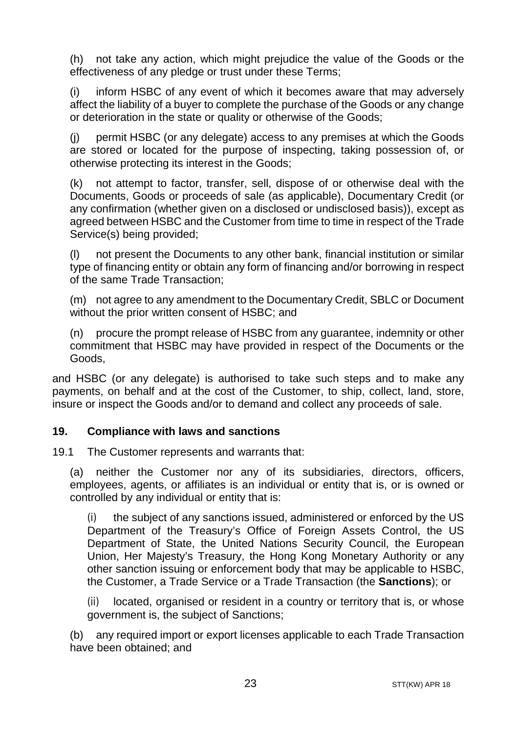(h) not take any action, which might prejudice the value of the Goods or the effectiveness of any pledge or trust under these Terms;

(i) inform HSBC of any event of which it becomes aware that may adversely affect the liability of a buyer to complete the purchase of the Goods or any change or deterioration in the state or quality or otherwise of the Goods;

(j) permit HSBC (or any delegate) access to any premises at which the Goods are stored or located for the purpose of inspecting, taking possession of, or otherwise protecting its interest in the Goods;

(k) not attempt to factor, transfer, sell, dispose of or otherwise deal with the Documents, Goods or proceeds of sale (as applicable), Documentary Credit (or any confirmation (whether given on a disclosed or undisclosed basis)), except as agreed between HSBC and the Customer from time to time in respect of the Trade Service(s) being provided;

(l) not present the Documents to any other bank, financial institution or similar type of financing entity or obtain any form of financing and/or borrowing in respect of the same Trade Transaction;

(m) not agree to any amendment to the Documentary Credit, SBLC or Document without the prior written consent of HSBC; and

(n) procure the prompt release of HSBC from any guarantee, indemnity or other commitment that HSBC may have provided in respect of the Documents or the Goods,

and HSBC (or any delegate) is authorised to take such steps and to make any payments, on behalf and at the cost of the Customer, to ship, collect, land, store, insure or inspect the Goods and/or to demand and collect any proceeds of sale.

## 19. Compliance with laws and sanctions

19.1 The Customer represents and warrants that:

(a) neither the Customer nor any of its subsidiaries, directors, officers, employees, agents, or affiliates is an individual or entity that is, or is owned or controlled by any individual or entity that is:

(i) the subject of any sanctions issued, administered or enforced by the US Department of the Treasury's Office of Foreign Assets Control, the US Department of State, the United Nations Security Council, the European Union, Her Majesty's Treasury, the Hong Kong Monetary Authority or any other sanction issuing or enforcement body that may be applicable to HSBC, the Customer, a Trade Service or a Trade Transaction (the **Sanctions**); or

(ii) located, organised or resident in a country or territory that is, or whose government is, the subject of Sanctions;

(b) any required import or export licenses applicable to each Trade Transaction have been obtained; and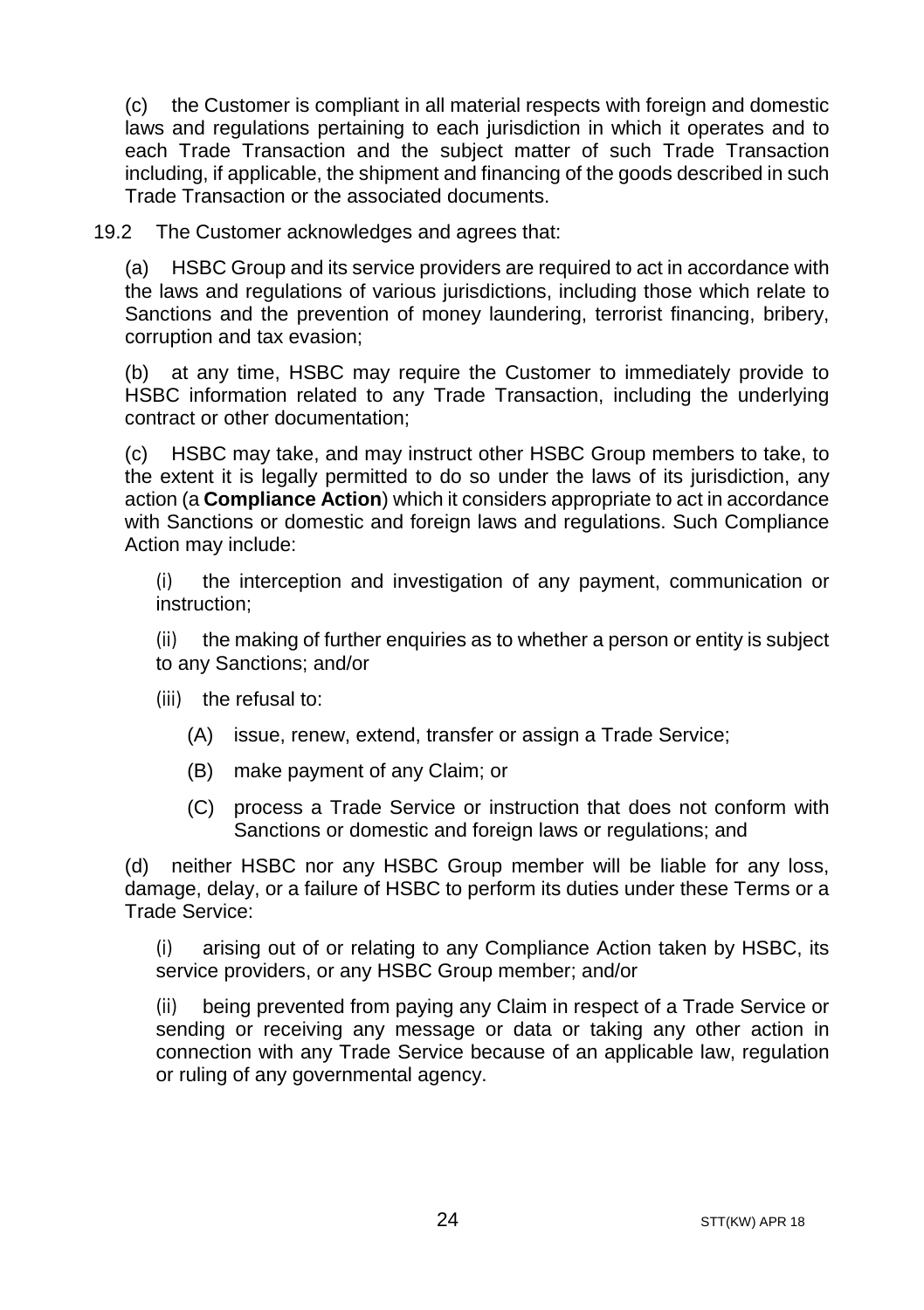(c) the Customer is compliant in all material respects with foreign and domestic laws and regulations pertaining to each jurisdiction in which it operates and to each Trade Transaction and the subject matter of such Trade Transaction including, if applicable, the shipment and financing of the goods described in such Trade Transaction or the associated documents.

19.2 The Customer acknowledges and agrees that:

(a) HSBC Group and its service providers are required to act in accordance with the laws and regulations of various jurisdictions, including those which relate to Sanctions and the prevention of money laundering, terrorist financing, bribery, corruption and tax evasion;

(b) at any time, HSBC may require the Customer to immediately provide to HSBC information related to any Trade Transaction, including the underlying contract or other documentation;

(c) HSBC may take, and may instruct other HSBC Group members to take, to the extent it is legally permitted to do so under the laws of its jurisdiction, any action (a **Compliance Action**) which it considers appropriate to act in accordance with Sanctions or domestic and foreign laws and regulations. Such Compliance Action may include:

(i) the interception and investigation of any payment, communication or instruction;

(ii) the making of further enquiries as to whether a person or entity is subject to any Sanctions; and/or

(iii) the refusal to:

(A) issue, renew, extend, transfer or assign a Trade Service;

(B) make payment of any Claim; or

(C) process a Trade Service or instruction that does not conform with Sanctions or domestic and foreign laws or regulations; and

(d) neither HSBC nor any HSBC Group member will be liable for any loss, damage, delay, or a failure of HSBC to perform its duties under these Terms or a Trade Service:

(i) arising out of or relating to any Compliance Action taken by HSBC, its service providers, or any HSBC Group member; and/or

(ii) being prevented from paying any Claim in respect of a Trade Service or sending or receiving any message or data or taking any other action in connection with any Trade Service because of an applicable law, regulation or ruling of any governmental agency.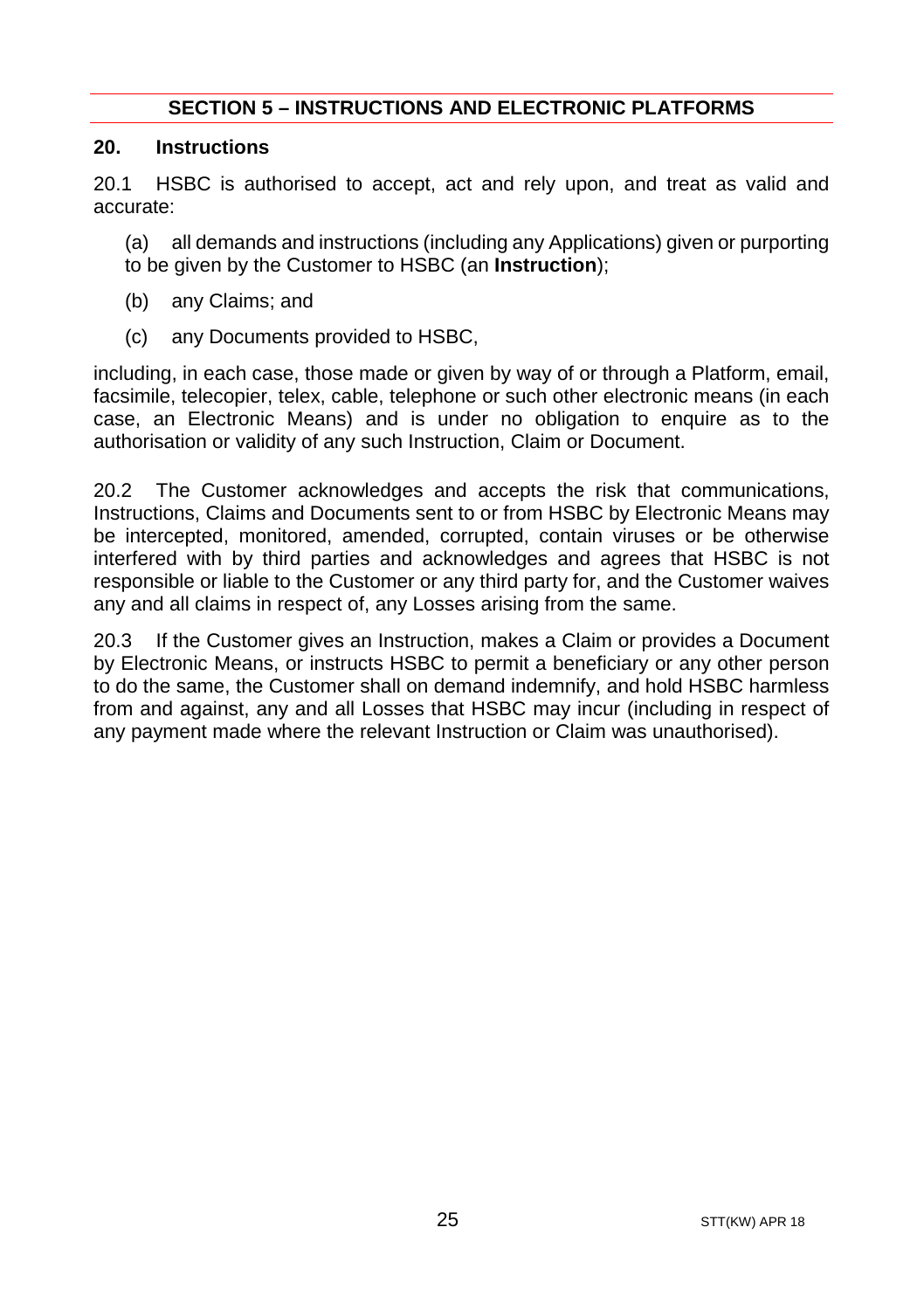## SECTION 5 – INSTRUCTIONS AND ELECTRONIC PLATFORMS

### 20. Instructions

20.1 HSBC is authorised to accept, act and rely upon, and treat as valid and accurate:

(a) all demands and instructions (including any Applications) given or purporting to be given by the Customer to HSBC (an **Instruction**);

(b) any Claims; and

(c) any Documents provided to HSBC,

including, in each case, those made or given by way of or through a Platform, email, facsimile, telecopier, telex, cable, telephone or such other electronic means (in each case, an Electronic Means) and is under no obligation to enquire as to the authorisation or validity of any such Instruction, Claim or Document.

20.2 The Customer acknowledges and accepts the risk that communications, Instructions, Claims and Documents sent to or from HSBC by Electronic Means may be intercepted, monitored, amended, corrupted, contain viruses or be otherwise interfered with by third parties and acknowledges and agrees that HSBC is not responsible or liable to the Customer or any third party for, and the Customer waives any and all claims in respect of, any Losses arising from the same.

20.3 If the Customer gives an Instruction, makes a Claim or provides a Document by Electronic Means, or instructs HSBC to permit a beneficiary or any other person to do the same, the Customer shall on demand indemnify, and hold HSBC harmless from and against, any and all Losses that HSBC may incur (including in respect of any payment made where the relevant Instruction or Claim was unauthorised).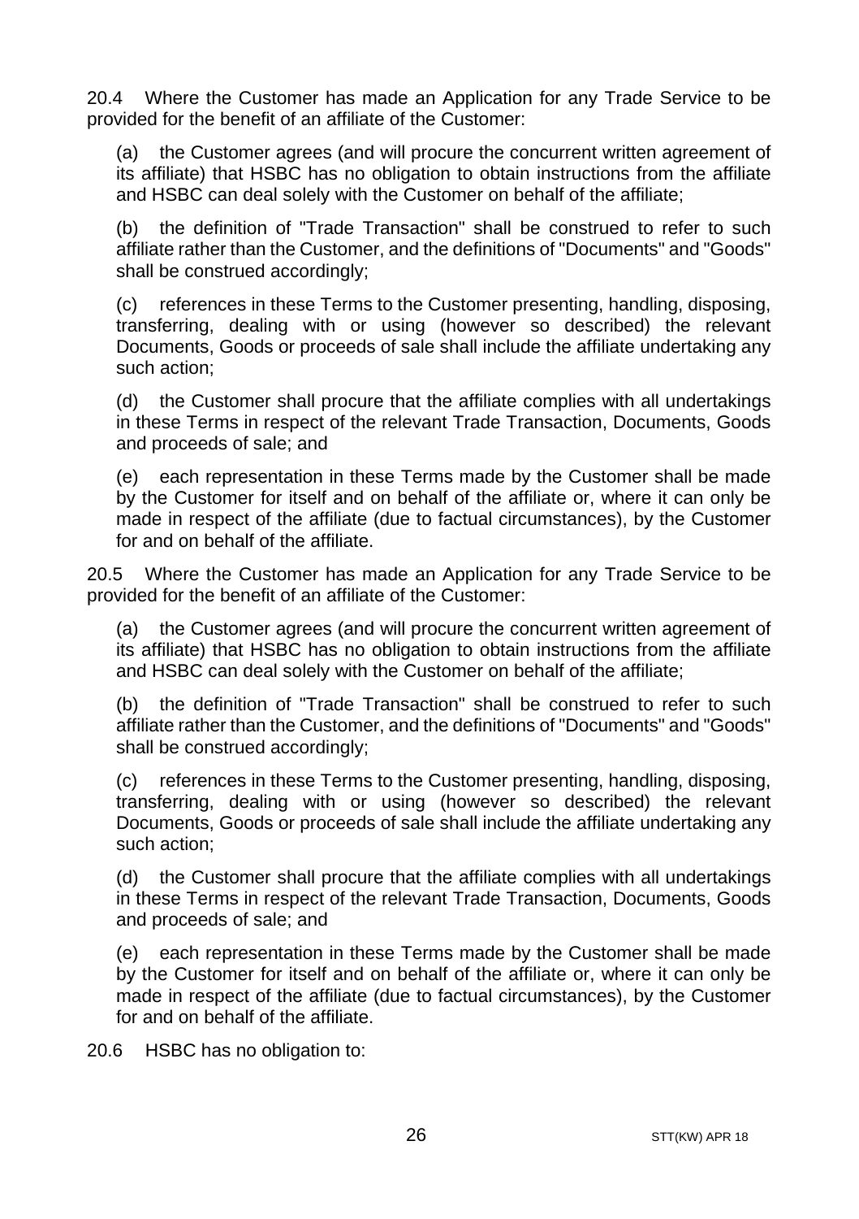20.4 Where the Customer has made an Application for any Trade Service to be provided for the benefit of an affiliate of the Customer:

(a) the Customer agrees (and will procure the concurrent written agreement of its affiliate) that HSBC has no obligation to obtain instructions from the affiliate and HSBC can deal solely with the Customer on behalf of the affiliate;

(b) the definition of "Trade Transaction" shall be construed to refer to such affiliate rather than the Customer, and the definitions of "Documents" and "Goods" shall be construed accordingly;

(c) references in these Terms to the Customer presenting, handling, disposing, transferring, dealing with or using (however so described) the relevant Documents, Goods or proceeds of sale shall include the affiliate undertaking any such action;

(d) the Customer shall procure that the affiliate complies with all undertakings in these Terms in respect of the relevant Trade Transaction, Documents, Goods and proceeds of sale; and

(e) each representation in these Terms made by the Customer shall be made by the Customer for itself and on behalf of the affiliate or, where it can only be made in respect of the affiliate (due to factual circumstances), by the Customer for and on behalf of the affiliate.

20.5 Where the Customer has made an Application for any Trade Service to be provided for the benefit of an affiliate of the Customer:

(a) the Customer agrees (and will procure the concurrent written agreement of its affiliate) that HSBC has no obligation to obtain instructions from the affiliate and HSBC can deal solely with the Customer on behalf of the affiliate;

(b) the definition of "Trade Transaction" shall be construed to refer to such affiliate rather than the Customer, and the definitions of "Documents" and "Goods" shall be construed accordingly;

(c) references in these Terms to the Customer presenting, handling, disposing, transferring, dealing with or using (however so described) the relevant Documents, Goods or proceeds of sale shall include the affiliate undertaking any such action;

(d) the Customer shall procure that the affiliate complies with all undertakings in these Terms in respect of the relevant Trade Transaction, Documents, Goods and proceeds of sale; and

(e) each representation in these Terms made by the Customer shall be made by the Customer for itself and on behalf of the affiliate or, where it can only be made in respect of the affiliate (due to factual circumstances), by the Customer for and on behalf of the affiliate.

20.6 HSBC has no obligation to: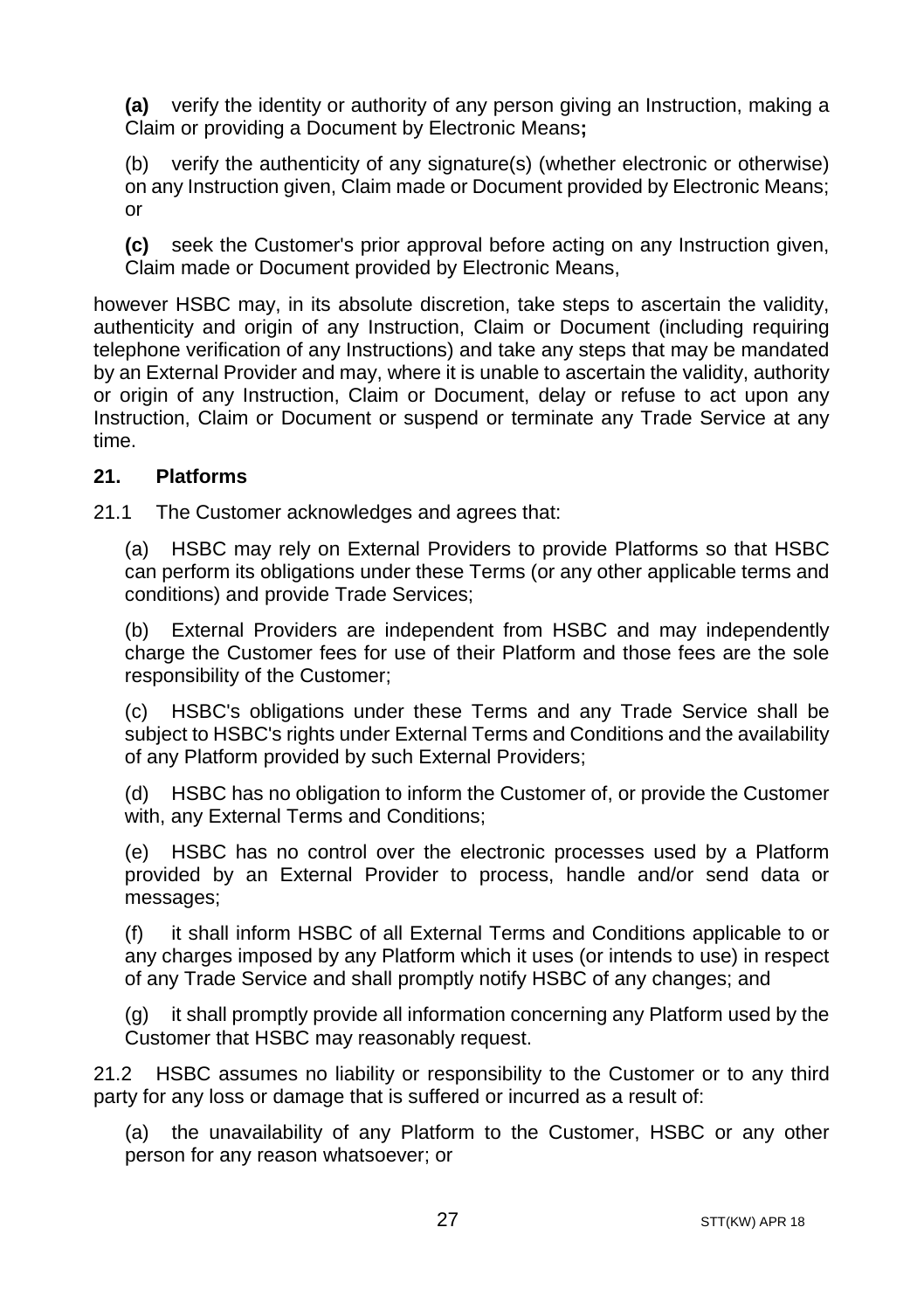**(a)** verify the identity or authority of any person giving an Instruction, making a Claim or providing a Document by Electronic Means**;**

(b) verify the authenticity of any signature(s) (whether electronic or otherwise) on any Instruction given, Claim made or Document provided by Electronic Means; or

**(c)** seek the Customer's prior approval before acting on any Instruction given, Claim made or Document provided by Electronic Means,

however HSBC may, in its absolute discretion, take steps to ascertain the validity, authenticity and origin of any Instruction, Claim or Document (including requiring telephone verification of any Instructions) and take any steps that may be mandated by an External Provider and may, where it is unable to ascertain the validity, authority or origin of any Instruction, Claim or Document, delay or refuse to act upon any Instruction, Claim or Document or suspend or terminate any Trade Service at any time.

## 21. Platforms

21.1 The Customer acknowledges and agrees that:

(a) HSBC may rely on External Providers to provide Platforms so that HSBC can perform its obligations under these Terms (or any other applicable terms and conditions) and provide Trade Services;

(b) External Providers are independent from HSBC and may independently charge the Customer fees for use of their Platform and those fees are the sole responsibility of the Customer;

(c) HSBC's obligations under these Terms and any Trade Service shall be subject to HSBC's rights under External Terms and Conditions and the availability of any Platform provided by such External Providers;

(d) HSBC has no obligation to inform the Customer of, or provide the Customer with, any External Terms and Conditions;

(e) HSBC has no control over the electronic processes used by a Platform provided by an External Provider to process, handle and/or send data or messages;

(f) it shall inform HSBC of all External Terms and Conditions applicable to or any charges imposed by any Platform which it uses (or intends to use) in respect of any Trade Service and shall promptly notify HSBC of any changes; and

(g) it shall promptly provide all information concerning any Platform used by the Customer that HSBC may reasonably request.

21.2 HSBC assumes no liability or responsibility to the Customer or to any third party for any loss or damage that is suffered or incurred as a result of:

(a) the unavailability of any Platform to the Customer, HSBC or any other person for any reason whatsoever; or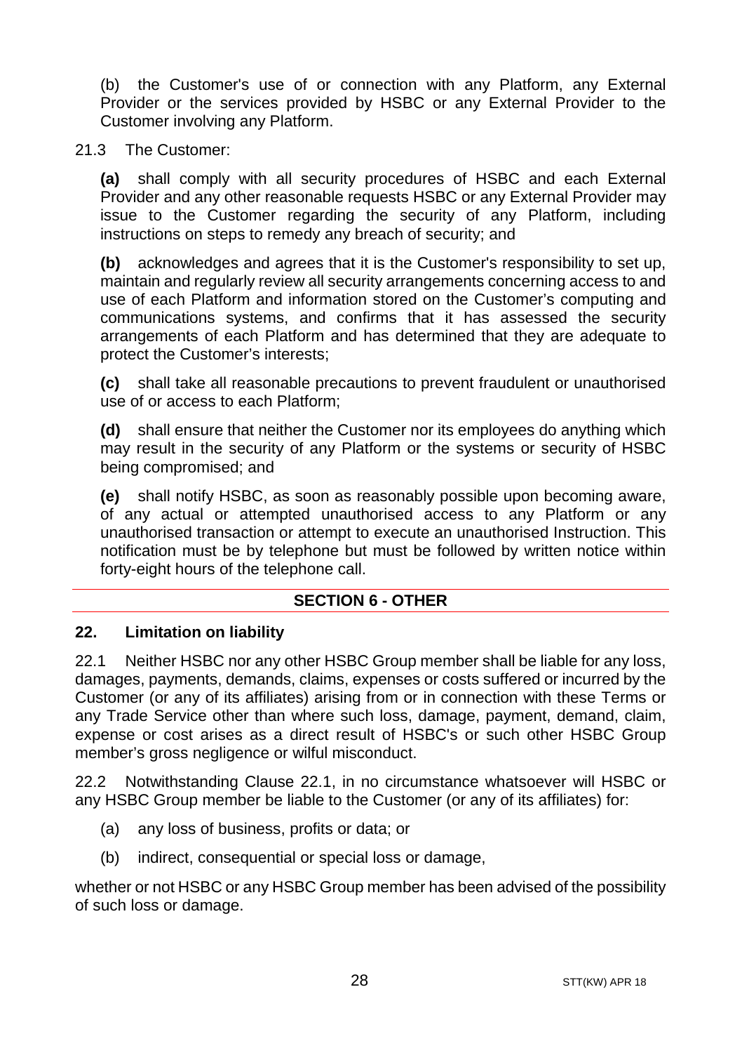(b) the Customer's use of or connection with any Platform, any External Provider or the services provided by HSBC or any External Provider to the Customer involving any Platform.

21.3 The Customer:

**(a)** shall comply with all security procedures of HSBC and each External Provider and any other reasonable requests HSBC or any External Provider may issue to the Customer regarding the security of any Platform, including instructions on steps to remedy any breach of security; and

**(b)** acknowledges and agrees that it is the Customer's responsibility to set up, maintain and regularly review all security arrangements concerning access to and use of each Platform and information stored on the Customer's computing and communications systems, and confirms that it has assessed the security arrangements of each Platform and has determined that they are adequate to protect the Customer's interests;

**(c)** shall take all reasonable precautions to prevent fraudulent or unauthorised use of or access to each Platform;

**(d)** shall ensure that neither the Customer nor its employees do anything which may result in the security of any Platform or the systems or security of HSBC being compromised; and

**(e)** shall notify HSBC, as soon as reasonably possible upon becoming aware, of any actual or attempted unauthorised access to any Platform or any unauthorised transaction or attempt to execute an unauthorised Instruction. This notification must be by telephone but must be followed by written notice within forty-eight hours of the telephone call.

## SECTION 6 - OTHER

### 22. Limitation on liability

22.1 Neither HSBC nor any other HSBC Group member shall be liable for any loss, damages, payments, demands, claims, expenses or costs suffered or incurred by the Customer (or any of its affiliates) arising from or in connection with these Terms or any Trade Service other than where such loss, damage, payment, demand, claim, expense or cost arises as a direct result of HSBC's or such other HSBC Group member's gross negligence or wilful misconduct.

22.2 Notwithstanding Clause 22.1, in no circumstance whatsoever will HSBC or any HSBC Group member be liable to the Customer (or any of its affiliates) for:

(a) any loss of business, profits or data; or

(b) indirect, consequential or special loss or damage,

whether or not HSBC or any HSBC Group member has been advised of the possibility of such loss or damage.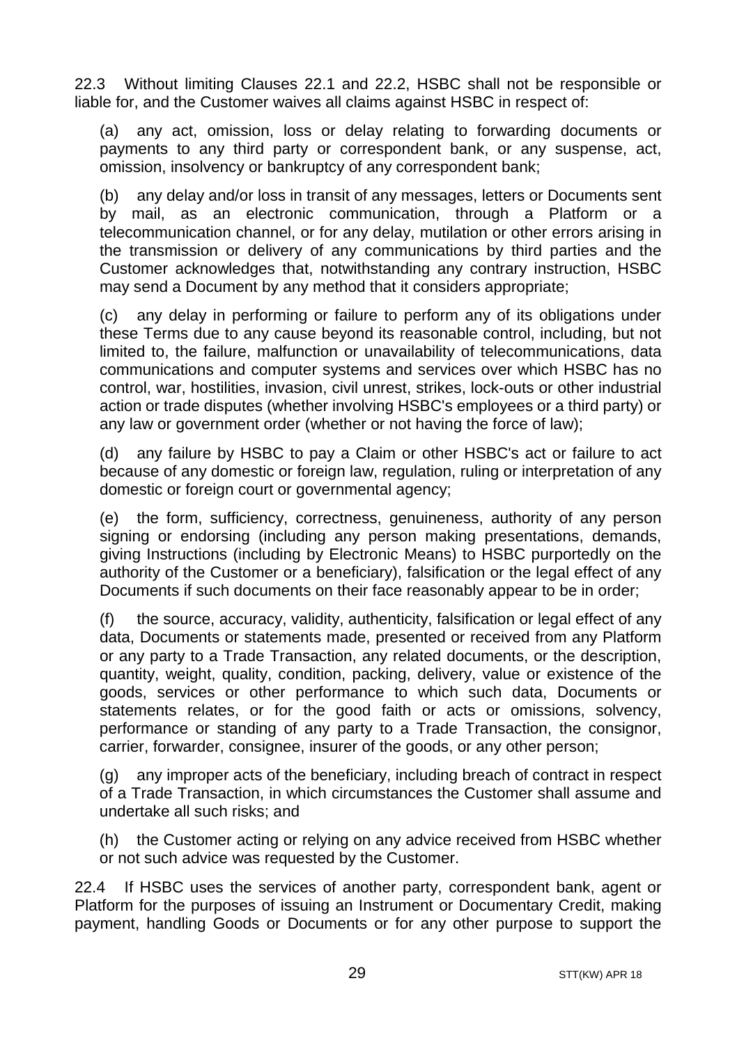22.3 Without limiting Clauses 22.1 and 22.2, HSBC shall not be responsible or liable for, and the Customer waives all claims against HSBC in respect of:

(a) any act, omission, loss or delay relating to forwarding documents or payments to any third party or correspondent bank, or any suspense, act, omission, insolvency or bankruptcy of any correspondent bank;

(b) any delay and/or loss in transit of any messages, letters or Documents sent by mail, as an electronic communication, through a Platform or a telecommunication channel, or for any delay, mutilation or other errors arising in the transmission or delivery of any communications by third parties and the Customer acknowledges that, notwithstanding any contrary instruction, HSBC may send a Document by any method that it considers appropriate;

(c) any delay in performing or failure to perform any of its obligations under these Terms due to any cause beyond its reasonable control, including, but not limited to, the failure, malfunction or unavailability of telecommunications, data communications and computer systems and services over which HSBC has no control, war, hostilities, invasion, civil unrest, strikes, lock-outs or other industrial action or trade disputes (whether involving HSBC's employees or a third party) or any law or government order (whether or not having the force of law);

(d) any failure by HSBC to pay a Claim or other HSBC's act or failure to act because of any domestic or foreign law, regulation, ruling or interpretation of any domestic or foreign court or governmental agency;

(e) the form, sufficiency, correctness, genuineness, authority of any person signing or endorsing (including any person making presentations, demands, giving Instructions (including by Electronic Means) to HSBC purportedly on the authority of the Customer or a beneficiary), falsification or the legal effect of any Documents if such documents on their face reasonably appear to be in order;

(f) the source, accuracy, validity, authenticity, falsification or legal effect of any data, Documents or statements made, presented or received from any Platform or any party to a Trade Transaction, any related documents, or the description, quantity, weight, quality, condition, packing, delivery, value or existence of the goods, services or other performance to which such data, Documents or statements relates, or for the good faith or acts or omissions, solvency, performance or standing of any party to a Trade Transaction, the consignor, carrier, forwarder, consignee, insurer of the goods, or any other person;

(g) any improper acts of the beneficiary, including breach of contract in respect of a Trade Transaction, in which circumstances the Customer shall assume and undertake all such risks; and

(h) the Customer acting or relying on any advice received from HSBC whether or not such advice was requested by the Customer.

22.4 If HSBC uses the services of another party, correspondent bank, agent or Platform for the purposes of issuing an Instrument or Documentary Credit, making payment, handling Goods or Documents or for any other purpose to support the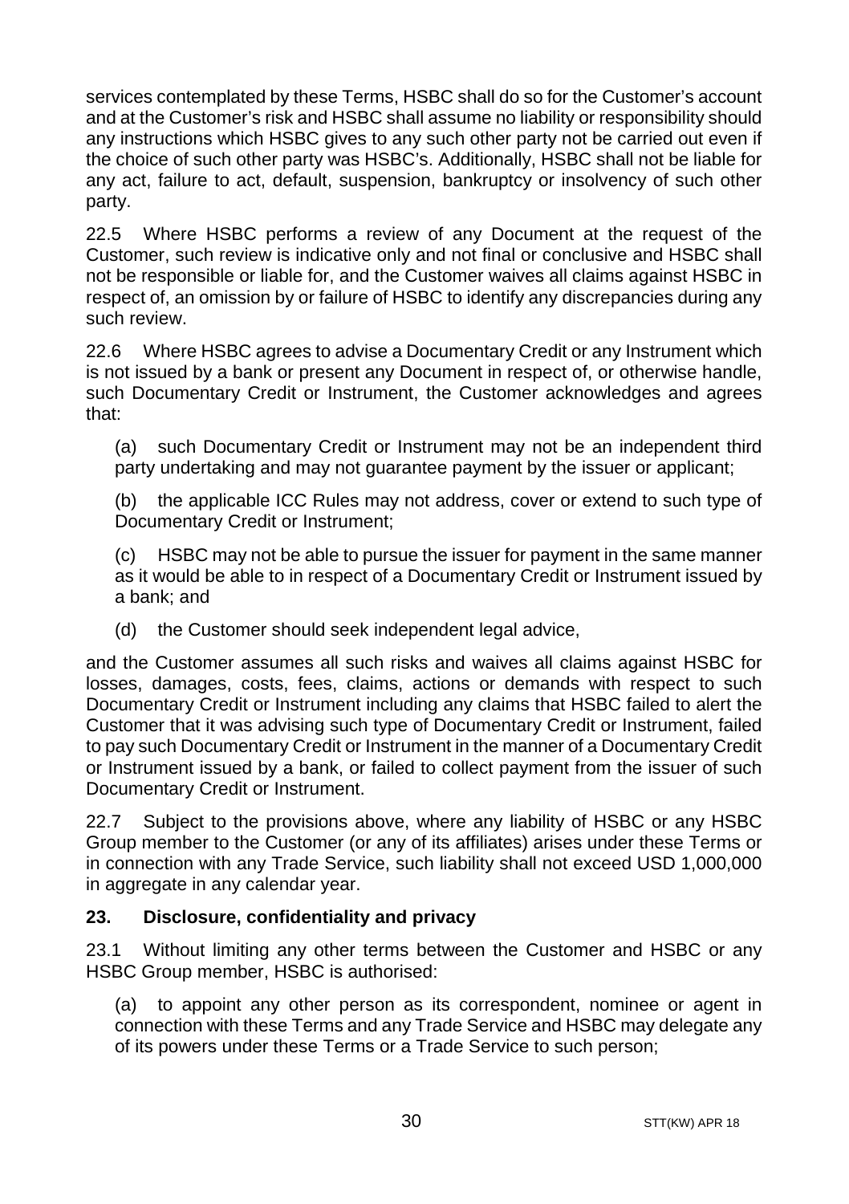services contemplated by these Terms, HSBC shall do so for the Customer's account and at the Customer's risk and HSBC shall assume no liability or responsibility should any instructions which HSBC gives to any such other party not be carried out even if the choice of such other party was HSBC's. Additionally, HSBC shall not be liable for any act, failure to act, default, suspension, bankruptcy or insolvency of such other party.

22.5 Where HSBC performs a review of any Document at the request of the Customer, such review is indicative only and not final or conclusive and HSBC shall not be responsible or liable for, and the Customer waives all claims against HSBC in respect of, an omission by or failure of HSBC to identify any discrepancies during any such review.

22.6 Where HSBC agrees to advise a Documentary Credit or any Instrument which is not issued by a bank or present any Document in respect of, or otherwise handle, such Documentary Credit or Instrument, the Customer acknowledges and agrees that:

(a) such Documentary Credit or Instrument may not be an independent third party undertaking and may not guarantee payment by the issuer or applicant;

(b) the applicable ICC Rules may not address, cover or extend to such type of Documentary Credit or Instrument;

(c) HSBC may not be able to pursue the issuer for payment in the same manner as it would be able to in respect of a Documentary Credit or Instrument issued by a bank; and

(d) the Customer should seek independent legal advice,

and the Customer assumes all such risks and waives all claims against HSBC for losses, damages, costs, fees, claims, actions or demands with respect to such Documentary Credit or Instrument including any claims that HSBC failed to alert the Customer that it was advising such type of Documentary Credit or Instrument, failed to pay such Documentary Credit or Instrument in the manner of a Documentary Credit or Instrument issued by a bank, or failed to collect payment from the issuer of such Documentary Credit or Instrument.

22.7 Subject to the provisions above, where any liability of HSBC or any HSBC Group member to the Customer (or any of its affiliates) arises under these Terms or in connection with any Trade Service, such liability shall not exceed USD 1,000,000 in aggregate in any calendar year.

## 23. Disclosure, confidentiality and privacy

23.1 Without limiting any other terms between the Customer and HSBC or any HSBC Group member, HSBC is authorised:

(a) to appoint any other person as its correspondent, nominee or agent in connection with these Terms and any Trade Service and HSBC may delegate any of its powers under these Terms or a Trade Service to such person;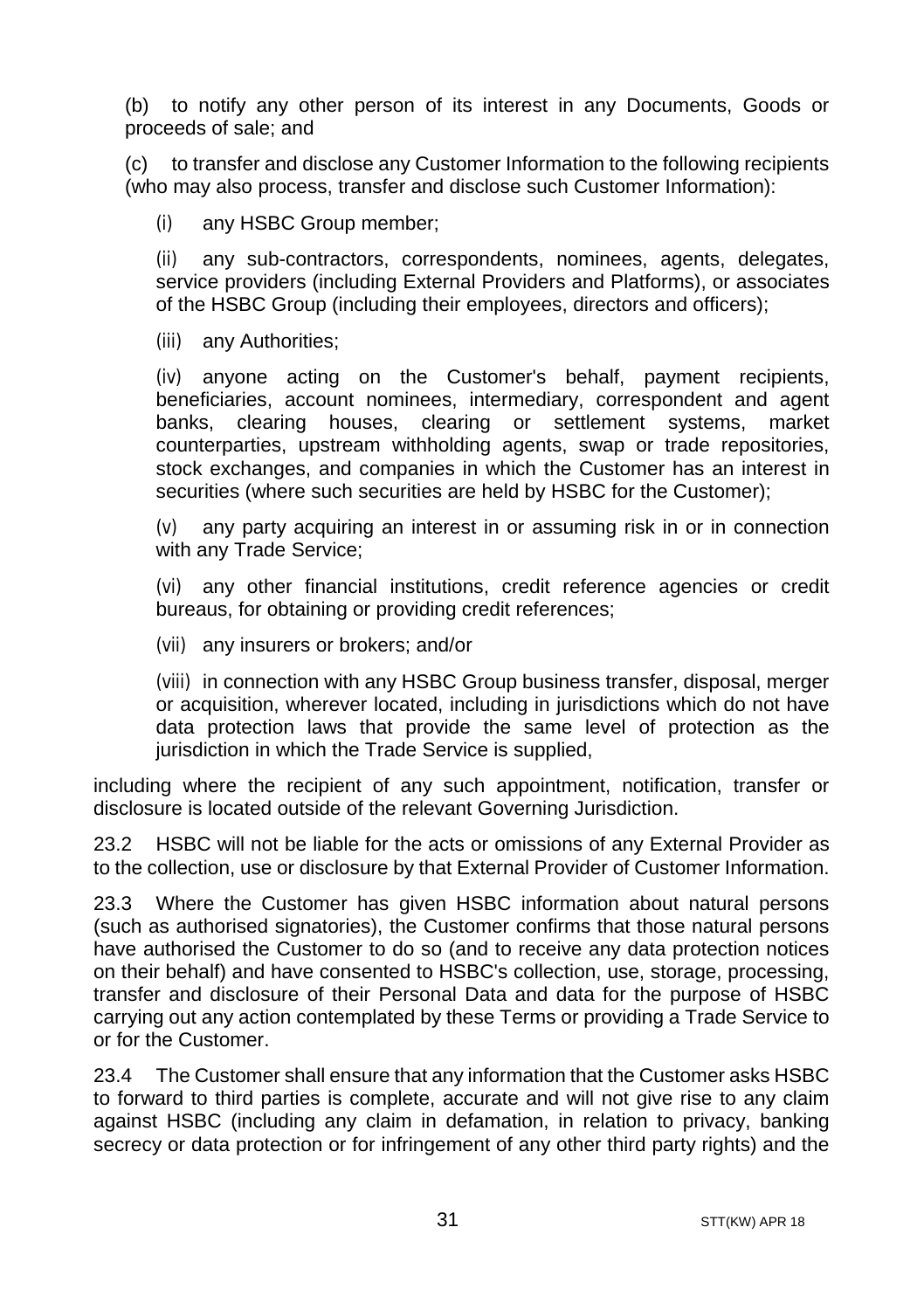(b) to notify any other person of its interest in any Documents, Goods or proceeds of sale; and

(c) to transfer and disclose any Customer Information to the following recipients (who may also process, transfer and disclose such Customer Information):

(i) any HSBC Group member;

(ii) any sub-contractors, correspondents, nominees, agents, delegates, service providers (including External Providers and Platforms), or associates of the HSBC Group (including their employees, directors and officers);

(iii) any Authorities;

(iv) anyone acting on the Customer's behalf, payment recipients, beneficiaries, account nominees, intermediary, correspondent and agent banks, clearing houses, clearing or settlement systems, market counterparties, upstream withholding agents, swap or trade repositories, stock exchanges, and companies in which the Customer has an interest in securities (where such securities are held by HSBC for the Customer);

(v) any party acquiring an interest in or assuming risk in or in connection with any Trade Service;

(vi) any other financial institutions, credit reference agencies or credit bureaus, for obtaining or providing credit references;

(vii) any insurers or brokers; and/or

(viii) in connection with any HSBC Group business transfer, disposal, merger or acquisition, wherever located, including in jurisdictions which do not have data protection laws that provide the same level of protection as the jurisdiction in which the Trade Service is supplied,

including where the recipient of any such appointment, notification, transfer or disclosure is located outside of the relevant Governing Jurisdiction.

23.2 HSBC will not be liable for the acts or omissions of any External Provider as to the collection, use or disclosure by that External Provider of Customer Information.

23.3 Where the Customer has given HSBC information about natural persons (such as authorised signatories), the Customer confirms that those natural persons have authorised the Customer to do so (and to receive any data protection notices on their behalf) and have consented to HSBC's collection, use, storage, processing, transfer and disclosure of their Personal Data and data for the purpose of HSBC carrying out any action contemplated by these Terms or providing a Trade Service to or for the Customer.

23.4 The Customer shall ensure that any information that the Customer asks HSBC to forward to third parties is complete, accurate and will not give rise to any claim against HSBC (including any claim in defamation, in relation to privacy, banking secrecy or data protection or for infringement of any other third party rights) and the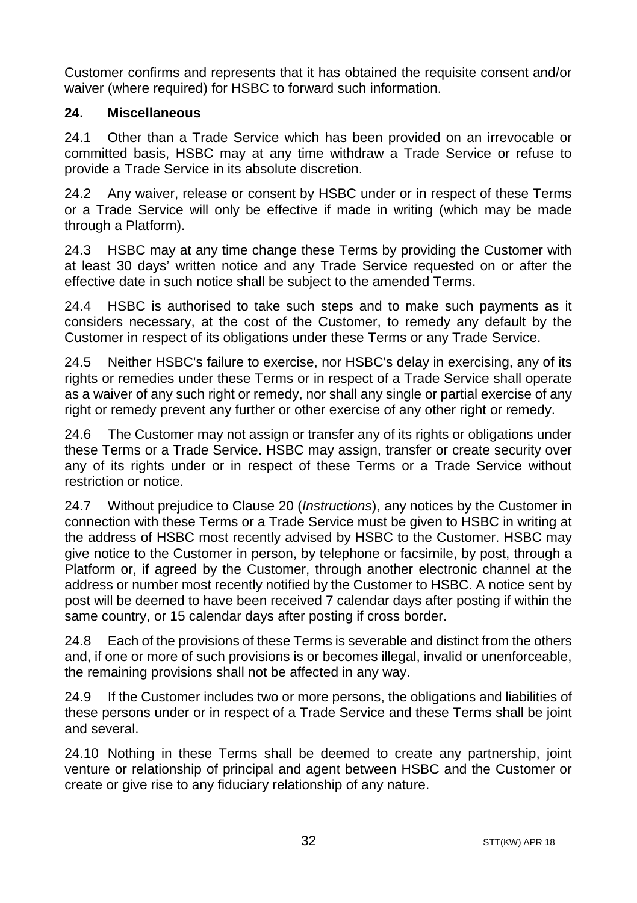Customer confirms and represents that it has obtained the requisite consent and/or waiver (where required) for HSBC to forward such information.

## 24. Miscellaneous

24.1 Other than a Trade Service which has been provided on an irrevocable or committed basis, HSBC may at any time withdraw a Trade Service or refuse to provide a Trade Service in its absolute discretion.

24.2 Any waiver, release or consent by HSBC under or in respect of these Terms or a Trade Service will only be effective if made in writing (which may be made through a Platform).

24.3 HSBC may at any time change these Terms by providing the Customer with at least 30 days' written notice and any Trade Service requested on or after the effective date in such notice shall be subject to the amended Terms.

24.4 HSBC is authorised to take such steps and to make such payments as it considers necessary, at the cost of the Customer, to remedy any default by the Customer in respect of its obligations under these Terms or any Trade Service.

24.5 Neither HSBC's failure to exercise, nor HSBC's delay in exercising, any of its rights or remedies under these Terms or in respect of a Trade Service shall operate as a waiver of any such right or remedy, nor shall any single or partial exercise of any right or remedy prevent any further or other exercise of any other right or remedy.

24.6 The Customer may not assign or transfer any of its rights or obligations under these Terms or a Trade Service. HSBC may assign, transfer or create security over any of its rights under or in respect of these Terms or a Trade Service without restriction or notice.

24.7 Without prejudice to Clause 20 (*Instructions*), any notices by the Customer in connection with these Terms or a Trade Service must be given to HSBC in writing at the address of HSBC most recently advised by HSBC to the Customer. HSBC may give notice to the Customer in person, by telephone or facsimile, by post, through a Platform or, if agreed by the Customer, through another electronic channel at the address or number most recently notified by the Customer to HSBC. A notice sent by post will be deemed to have been received 7 calendar days after posting if within the same country, or 15 calendar days after posting if cross border.

24.8 Each of the provisions of these Terms is severable and distinct from the others and, if one or more of such provisions is or becomes illegal, invalid or unenforceable, the remaining provisions shall not be affected in any way.

24.9 If the Customer includes two or more persons, the obligations and liabilities of these persons under or in respect of a Trade Service and these Terms shall be joint and several.

24.10 Nothing in these Terms shall be deemed to create any partnership, joint venture or relationship of principal and agent between HSBC and the Customer or create or give rise to any fiduciary relationship of any nature.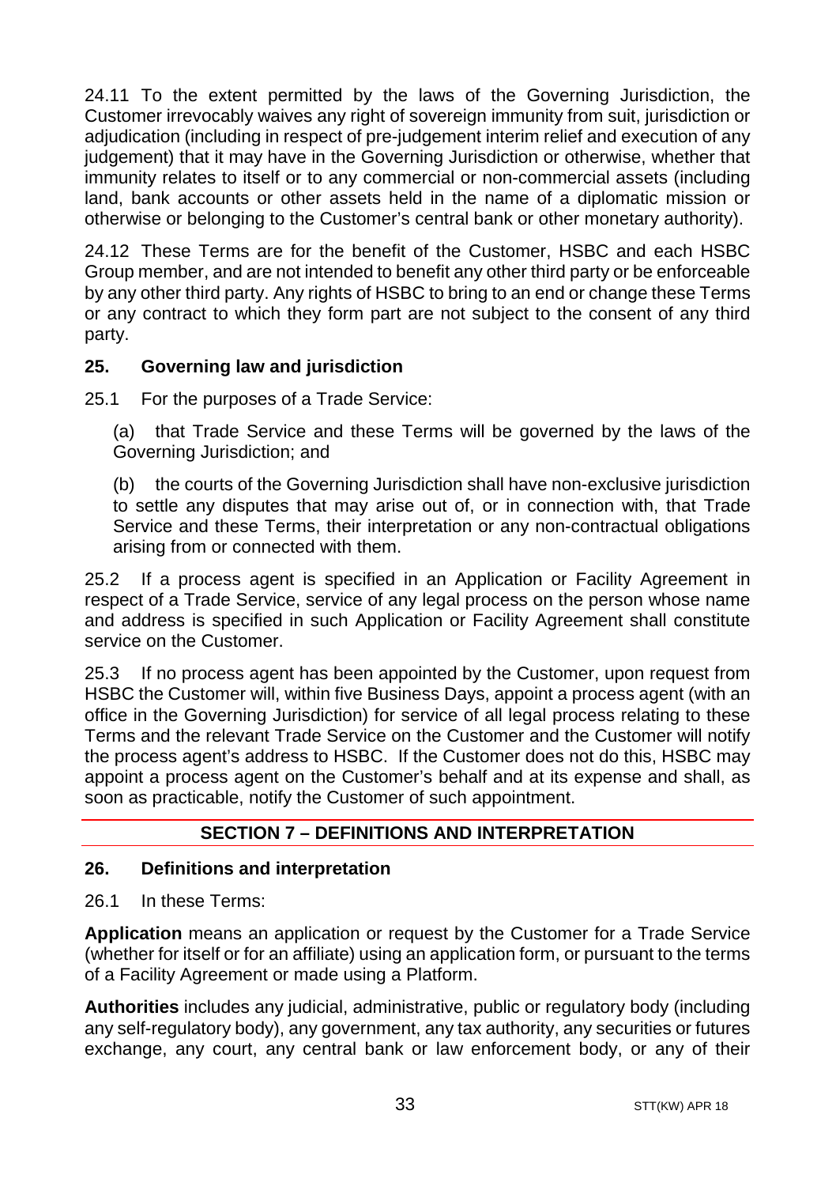24.11 To the extent permitted by the laws of the Governing Jurisdiction, the Customer irrevocably waives any right of sovereign immunity from suit, jurisdiction or adjudication (including in respect of pre-judgement interim relief and execution of any judgement) that it may have in the Governing Jurisdiction or otherwise, whether that immunity relates to itself or to any commercial or non-commercial assets (including land, bank accounts or other assets held in the name of a diplomatic mission or otherwise or belonging to the Customer's central bank or other monetary authority).

24.12 These Terms are for the benefit of the Customer, HSBC and each HSBC Group member, and are not intended to benefit any other third party or be enforceable by any other third party. Any rights of HSBC to bring to an end or change these Terms or any contract to which they form part are not subject to the consent of any third party.

### 25. Governing law and jurisdiction

25.1 For the purposes of a Trade Service:

(a) that Trade Service and these Terms will be governed by the laws of the Governing Jurisdiction; and

(b) the courts of the Governing Jurisdiction shall have non-exclusive jurisdiction to settle any disputes that may arise out of, or in connection with, that Trade Service and these Terms, their interpretation or any non-contractual obligations arising from or connected with them.

25.2 If a process agent is specified in an Application or Facility Agreement in respect of a Trade Service, service of any legal process on the person whose name and address is specified in such Application or Facility Agreement shall constitute service on the Customer.

25.3 If no process agent has been appointed by the Customer, upon request from HSBC the Customer will, within five Business Days, appoint a process agent (with an office in the Governing Jurisdiction) for service of all legal process relating to these Terms and the relevant Trade Service on the Customer and the Customer will notify the process agent's address to HSBC. If the Customer does not do this, HSBC may appoint a process agent on the Customer's behalf and at its expense and shall, as soon as practicable, notify the Customer of such appointment.

## SECTION 7 – DEFINITIONS AND INTERPRETATION

### 26. Definitions and interpretation

26.1 In these Terms:

**Application** means an application or request by the Customer for a Trade Service (whether for itself or for an affiliate) using an application form, or pursuant to the terms of a Facility Agreement or made using a Platform.

**Authorities** includes any judicial, administrative, public or regulatory body (including any self-regulatory body), any government, any tax authority, any securities or futures exchange, any court, any central bank or law enforcement body, or any of their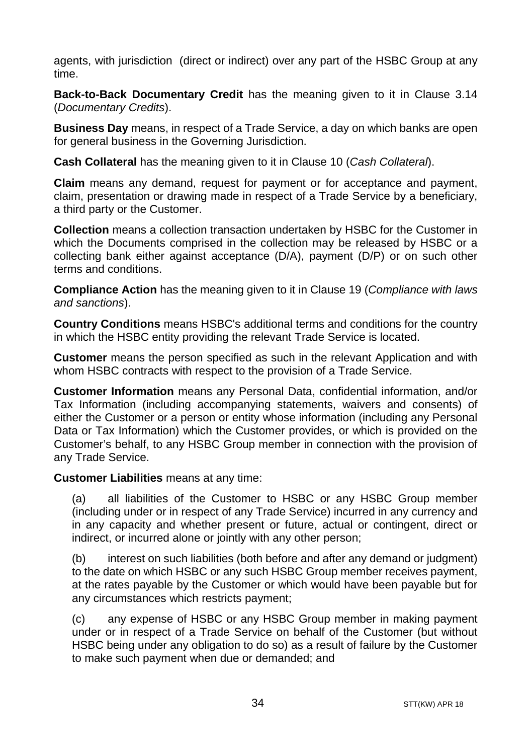agents, with jurisdiction (direct or indirect) over any part of the HSBC Group at any time.

**Back-to-Back Documentary Credit** has the meaning given to it in Clause 3.14 (*Documentary Credits*).

**Business Day** means, in respect of a Trade Service, a day on which banks are open for general business in the Governing Jurisdiction.

**Cash Collateral** has the meaning given to it in Clause 10 (*Cash Collateral*).

**Claim** means any demand, request for payment or for acceptance and payment, claim, presentation or drawing made in respect of a Trade Service by a beneficiary, a third party or the Customer.

**Collection** means a collection transaction undertaken by HSBC for the Customer in which the Documents comprised in the collection may be released by HSBC or a collecting bank either against acceptance (D/A), payment (D/P) or on such other terms and conditions.

**Compliance Action** has the meaning given to it in Clause 19 (*Compliance with laws and sanctions*).

**Country Conditions** means HSBC's additional terms and conditions for the country in which the HSBC entity providing the relevant Trade Service is located.

**Customer** means the person specified as such in the relevant Application and with whom HSBC contracts with respect to the provision of a Trade Service.

**Customer Information** means any Personal Data, confidential information, and/or Tax Information (including accompanying statements, waivers and consents) of either the Customer or a person or entity whose information (including any Personal Data or Tax Information) which the Customer provides, or which is provided on the Customer's behalf, to any HSBC Group member in connection with the provision of any Trade Service.

**Customer Liabilities** means at any time:

(a) all liabilities of the Customer to HSBC or any HSBC Group member (including under or in respect of any Trade Service) incurred in any currency and in any capacity and whether present or future, actual or contingent, direct or indirect, or incurred alone or jointly with any other person;

(b) interest on such liabilities (both before and after any demand or judgment) to the date on which HSBC or any such HSBC Group member receives payment, at the rates payable by the Customer or which would have been payable but for any circumstances which restricts payment;

(c) any expense of HSBC or any HSBC Group member in making payment under or in respect of a Trade Service on behalf of the Customer (but without HSBC being under any obligation to do so) as a result of failure by the Customer to make such payment when due or demanded; and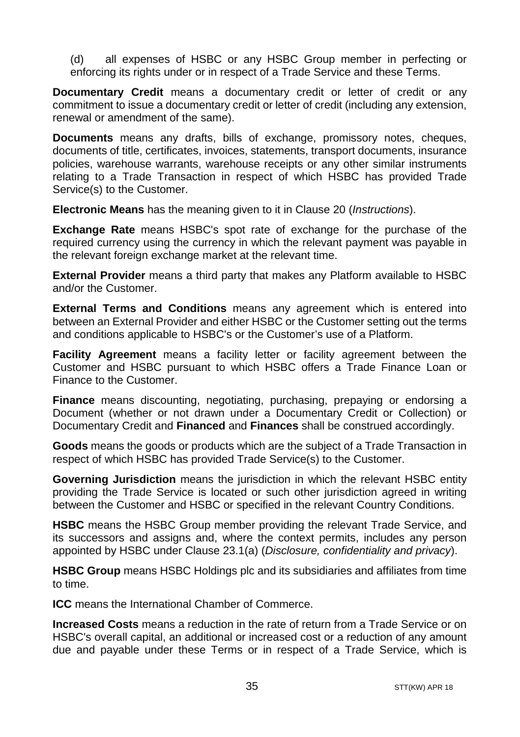(d) all expenses of HSBC or any HSBC Group member in perfecting or enforcing its rights under or in respect of a Trade Service and these Terms.

**Documentary Credit** means a documentary credit or letter of credit or any commitment to issue a documentary credit or letter of credit (including any extension, renewal or amendment of the same).

**Documents** means any drafts, bills of exchange, promissory notes, cheques, documents of title, certificates, invoices, statements, transport documents, insurance policies, warehouse warrants, warehouse receipts or any other similar instruments relating to a Trade Transaction in respect of which HSBC has provided Trade Service(s) to the Customer.

**Electronic Means** has the meaning given to it in Clause 20 (*Instructions*).

**Exchange Rate** means HSBC's spot rate of exchange for the purchase of the required currency using the currency in which the relevant payment was payable in the relevant foreign exchange market at the relevant time.

**External Provider** means a third party that makes any Platform available to HSBC and/or the Customer.

**External Terms and Conditions** means any agreement which is entered into between an External Provider and either HSBC or the Customer setting out the terms and conditions applicable to HSBC's or the Customer's use of a Platform.

**Facility Agreement** means a facility letter or facility agreement between the Customer and HSBC pursuant to which HSBC offers a Trade Finance Loan or Finance to the Customer.

**Finance** means discounting, negotiating, purchasing, prepaying or endorsing a Document (whether or not drawn under a Documentary Credit or Collection) or Documentary Credit and **Financed** and **Finances** shall be construed accordingly.

**Goods** means the goods or products which are the subject of a Trade Transaction in respect of which HSBC has provided Trade Service(s) to the Customer.

**Governing Jurisdiction** means the jurisdiction in which the relevant HSBC entity providing the Trade Service is located or such other jurisdiction agreed in writing between the Customer and HSBC or specified in the relevant Country Conditions.

**HSBC** means the HSBC Group member providing the relevant Trade Service, and its successors and assigns and, where the context permits, includes any person appointed by HSBC under Clause 23.1(a) (*Disclosure, confidentiality and privacy*).

**HSBC Group** means HSBC Holdings plc and its subsidiaries and affiliates from time to time.

**ICC** means the International Chamber of Commerce.

**Increased Costs** means a reduction in the rate of return from a Trade Service or on HSBC's overall capital, an additional or increased cost or a reduction of any amount due and payable under these Terms or in respect of a Trade Service, which is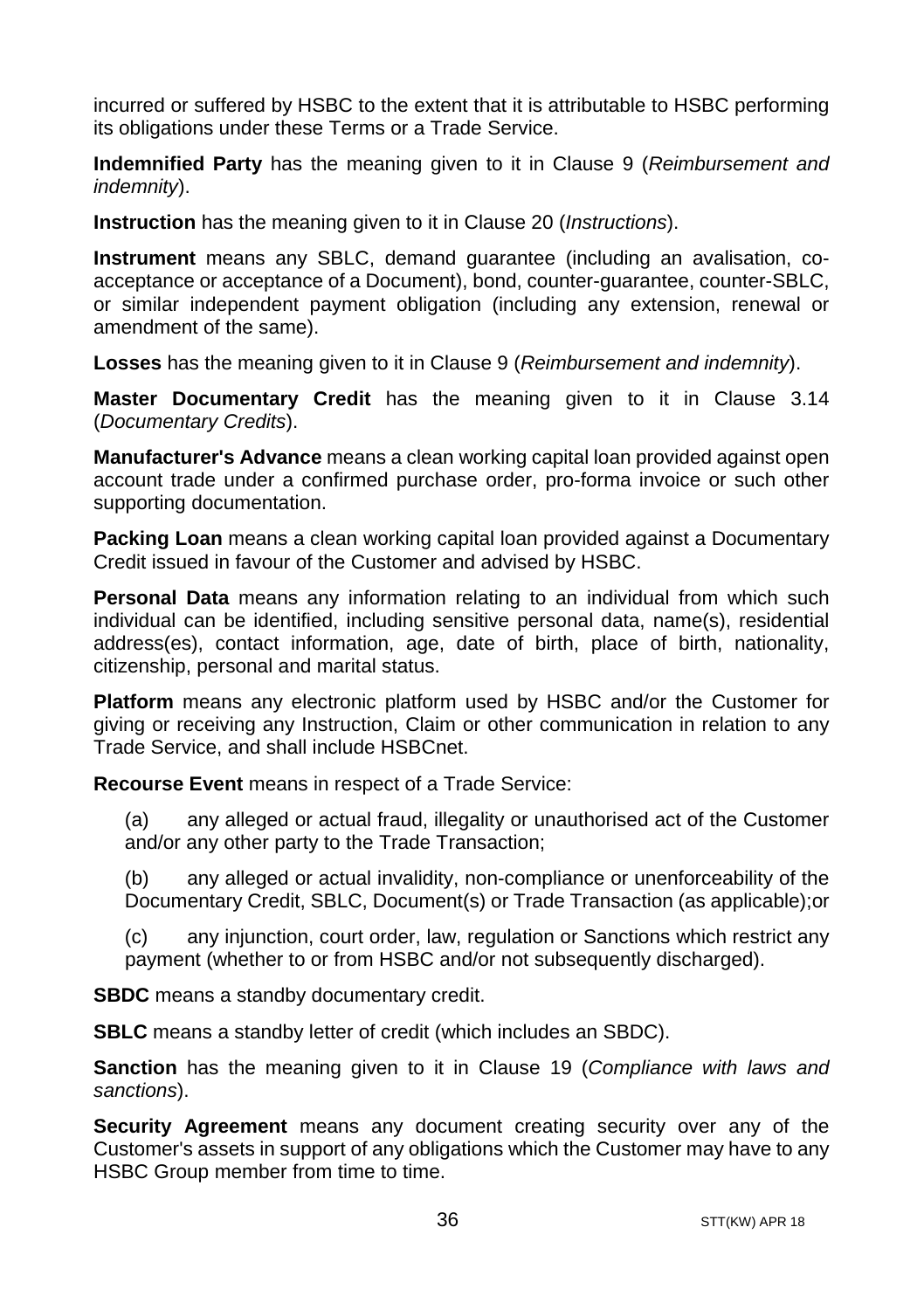incurred or suffered by HSBC to the extent that it is attributable to HSBC performing its obligations under these Terms or a Trade Service.

**Indemnified Party** has the meaning given to it in Clause 9 (*Reimbursement and indemnity*).

**Instruction** has the meaning given to it in Clause 20 (*Instructions*).

**Instrument** means any SBLC, demand guarantee (including an avalisation, co-acceptance or acceptance of a Document), bond, counter-guarantee, counter-SBLC, or similar independent payment obligation (including any extension, renewal or amendment of the same).

**Losses** has the meaning given to it in Clause 9 (*Reimbursement and indemnity*).

**Master Documentary Credit** has the meaning given to it in Clause 3.14 (*Documentary Credits*).

**Manufacturer's Advance** means a clean working capital loan provided against open account trade under a confirmed purchase order, pro-forma invoice or such other supporting documentation.

**Packing Loan** means a clean working capital loan provided against a Documentary Credit issued in favour of the Customer and advised by HSBC.

**Personal Data** means any information relating to an individual from which such individual can be identified, including sensitive personal data, name(s), residential address(es), contact information, age, date of birth, place of birth, nationality, citizenship, personal and marital status.

**Platform** means any electronic platform used by HSBC and/or the Customer for giving or receiving any Instruction, Claim or other communication in relation to any Trade Service, and shall include HSBCnet.

**Recourse Event** means in respect of a Trade Service:

(a) any alleged or actual fraud, illegality or unauthorised act of the Customer and/or any other party to the Trade Transaction;

(b) any alleged or actual invalidity, non-compliance or unenforceability of the Documentary Credit, SBLC, Document(s) or Trade Transaction (as applicable);or

(c) any injunction, court order, law, regulation or Sanctions which restrict any payment (whether to or from HSBC and/or not subsequently discharged).

**SBDC** means a standby documentary credit.

**SBLC** means a standby letter of credit (which includes an SBDC).

**Sanction** has the meaning given to it in Clause 19 (*Compliance with laws and sanctions*).

**Security Agreement** means any document creating security over any of the Customer's assets in support of any obligations which the Customer may have to any HSBC Group member from time to time.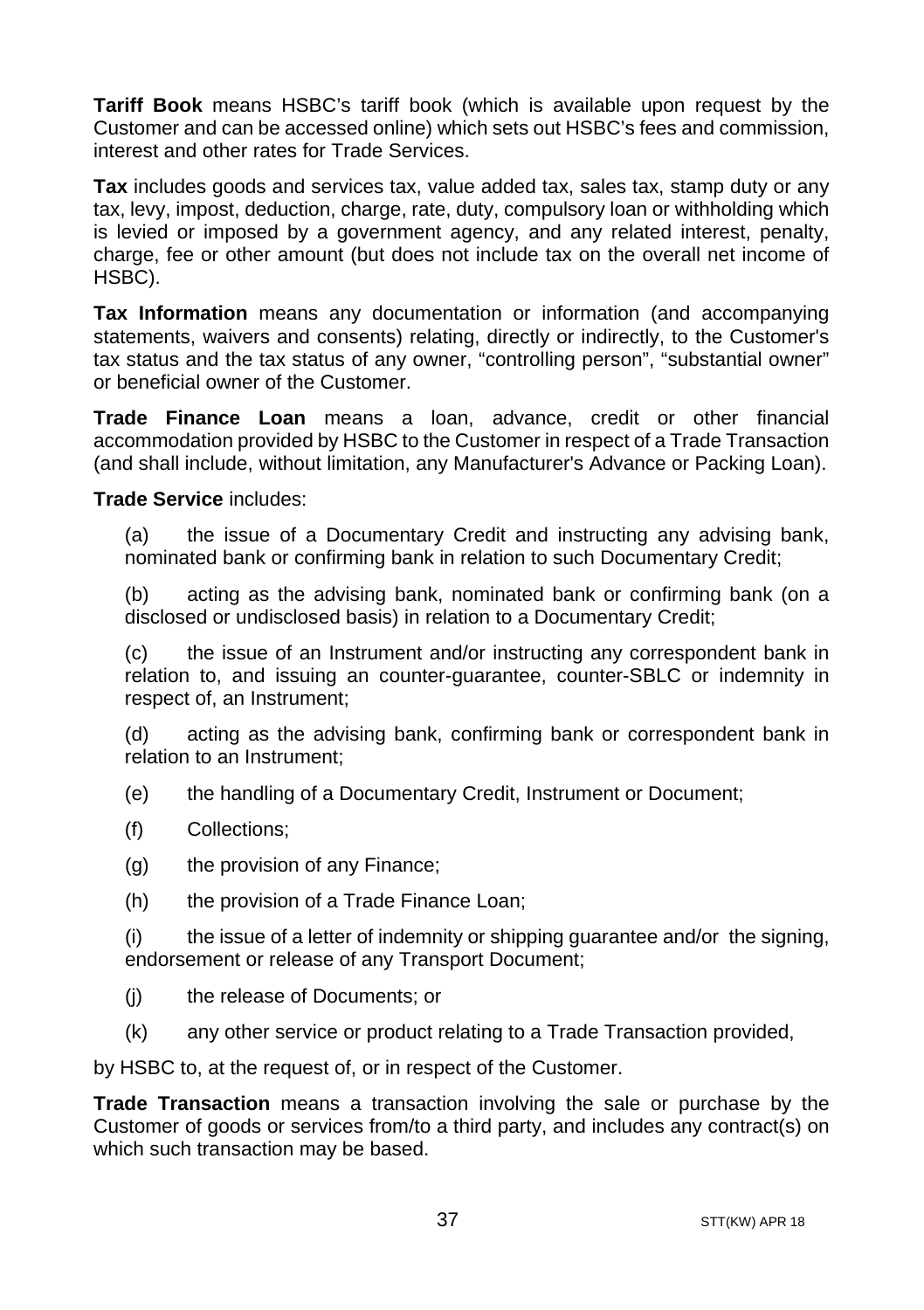**Tariff Book** means HSBC's tariff book (which is available upon request by the Customer and can be accessed online) which sets out HSBC's fees and commission, interest and other rates for Trade Services.

**Tax** includes goods and services tax, value added tax, sales tax, stamp duty or any tax, levy, impost, deduction, charge, rate, duty, compulsory loan or withholding which is levied or imposed by a government agency, and any related interest, penalty, charge, fee or other amount (but does not include tax on the overall net income of HSBC).

**Tax Information** means any documentation or information (and accompanying statements, waivers and consents) relating, directly or indirectly, to the Customer's tax status and the tax status of any owner, "controlling person", "substantial owner" or beneficial owner of the Customer.

**Trade Finance Loan** means a loan, advance, credit or other financial accommodation provided by HSBC to the Customer in respect of a Trade Transaction (and shall include, without limitation, any Manufacturer's Advance or Packing Loan).

**Trade Service** includes:

(a) the issue of a Documentary Credit and instructing any advising bank, nominated bank or confirming bank in relation to such Documentary Credit;

(b) acting as the advising bank, nominated bank or confirming bank (on a disclosed or undisclosed basis) in relation to a Documentary Credit;

(c) the issue of an Instrument and/or instructing any correspondent bank in relation to, and issuing an counter-guarantee, counter-SBLC or indemnity in respect of, an Instrument;

(d) acting as the advising bank, confirming bank or correspondent bank in relation to an Instrument;

(e) the handling of a Documentary Credit, Instrument or Document;

(f) Collections;

(g) the provision of any Finance;

(h) the provision of a Trade Finance Loan;

(i) the issue of a letter of indemnity or shipping guarantee and/or the signing, endorsement or release of any Transport Document;

(j) the release of Documents; or

(k) any other service or product relating to a Trade Transaction provided,

by HSBC to, at the request of, or in respect of the Customer.

**Trade Transaction** means a transaction involving the sale or purchase by the Customer of goods or services from/to a third party, and includes any contract(s) on which such transaction may be based.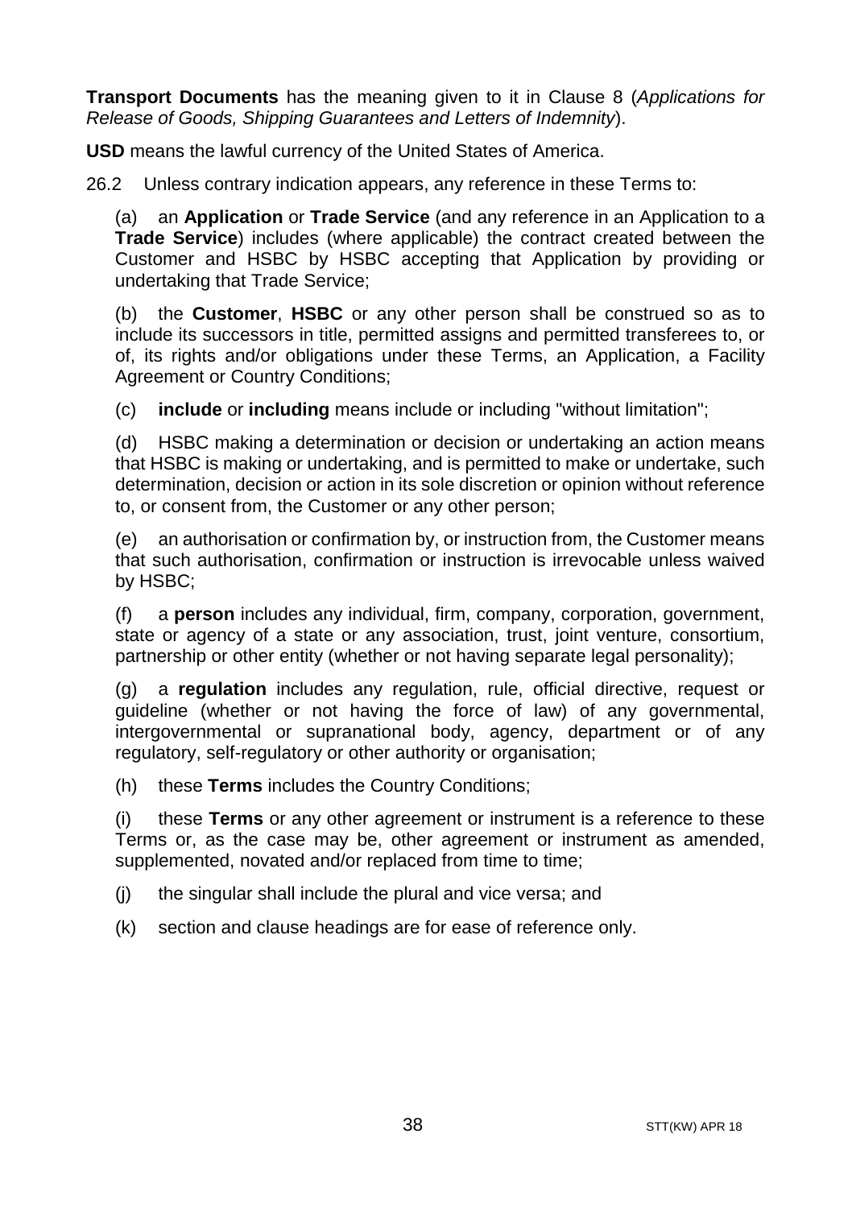**Transport Documents** has the meaning given to it in Clause 8 (*Applications for Release of Goods, Shipping Guarantees and Letters of Indemnity*).

**USD** means the lawful currency of the United States of America.

26.2 Unless contrary indication appears, any reference in these Terms to:

(a) an **Application** or **Trade Service** (and any reference in an Application to a **Trade Service**) includes (where applicable) the contract created between the Customer and HSBC by HSBC accepting that Application by providing or undertaking that Trade Service;

(b) the **Customer**, **HSBC** or any other person shall be construed so as to include its successors in title, permitted assigns and permitted transferees to, or of, its rights and/or obligations under these Terms, an Application, a Facility Agreement or Country Conditions;

(c) **include** or **including** means include or including "without limitation";

(d) HSBC making a determination or decision or undertaking an action means that HSBC is making or undertaking, and is permitted to make or undertake, such determination, decision or action in its sole discretion or opinion without reference to, or consent from, the Customer or any other person;

(e) an authorisation or confirmation by, or instruction from, the Customer means that such authorisation, confirmation or instruction is irrevocable unless waived by HSBC;

(f) a **person** includes any individual, firm, company, corporation, government, state or agency of a state or any association, trust, joint venture, consortium, partnership or other entity (whether or not having separate legal personality);

(g) a **regulation** includes any regulation, rule, official directive, request or guideline (whether or not having the force of law) of any governmental, intergovernmental or supranational body, agency, department or of any regulatory, self-regulatory or other authority or organisation;

(h) these **Terms** includes the Country Conditions;

(i) these **Terms** or any other agreement or instrument is a reference to these Terms or, as the case may be, other agreement or instrument as amended, supplemented, novated and/or replaced from time to time;

(j) the singular shall include the plural and vice versa; and

(k) section and clause headings are for ease of reference only.